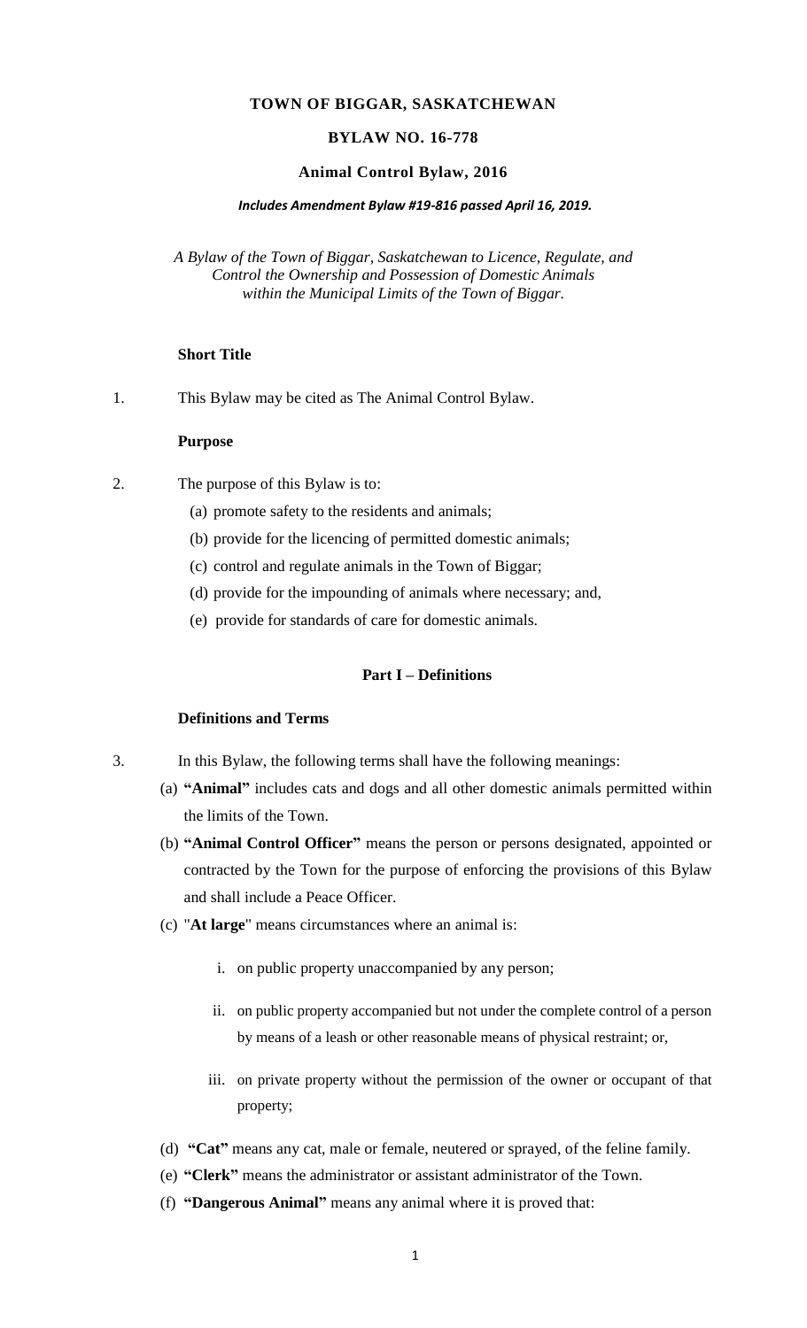# TOWN OF BIGGAR, SASKATCHEWAN

## BYLAW NO. 16-778

### Animal Control Bylaw, 2016

***Includes Amendment Bylaw #19-816 passed April 16, 2019.***

*A Bylaw of the Town of Biggar, Saskatchewan to Licence, Regulate, and Control the Ownership and Possession of Domestic Animals within the Municipal Limits of the Town of Biggar.*

**Short Title**

1. This Bylaw may be cited as The Animal Control Bylaw.

**Purpose**

2. The purpose of this Bylaw is to:
   - (a) promote safety to the residents and animals;
   - (b) provide for the licencing of permitted domestic animals;
   - (c) control and regulate animals in the Town of Biggar;
   - (d) provide for the impounding of animals where necessary; and,
   - (e) provide for standards of care for domestic animals.

## Part I – Definitions

**Definitions and Terms**

3. In this Bylaw, the following terms shall have the following meanings:
   - (a) **"Animal"** includes cats and dogs and all other domestic animals permitted within the limits of the Town.
   - (b) **"Animal Control Officer"** means the person or persons designated, appointed or contracted by the Town for the purpose of enforcing the provisions of this Bylaw and shall include a Peace Officer.
   - (c) "**At large**" means circumstances where an animal is:
     - i. on public property unaccompanied by any person;
     - ii. on public property accompanied but not under the complete control of a person by means of a leash or other reasonable means of physical restraint; or,
     - iii. on private property without the permission of the owner or occupant of that property;
   - (d) **"Cat"** means any cat, male or female, neutered or sprayed, of the feline family.
   - (e) **"Clerk"** means the administrator or assistant administrator of the Town.
   - (f) **"Dangerous Animal"** means any animal where it is proved that: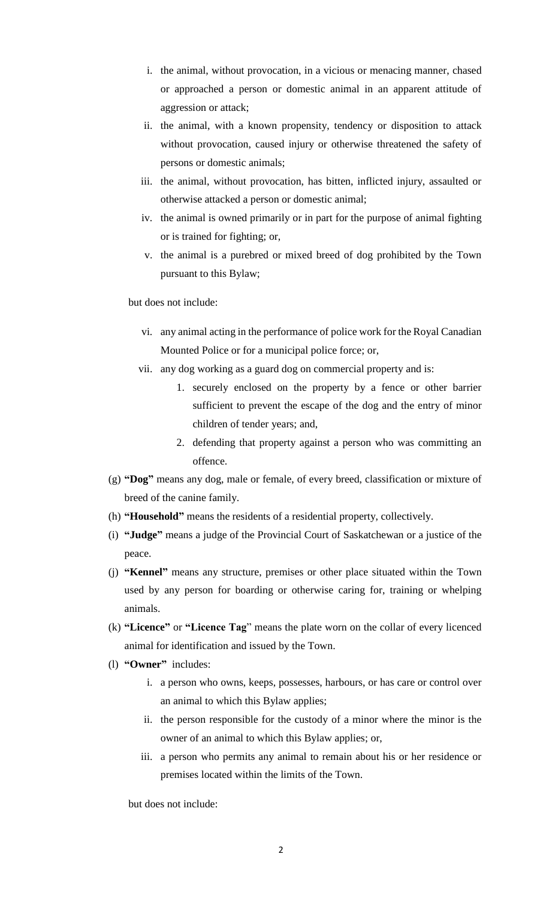i. the animal, without provocation, in a vicious or menacing manner, chased or approached a person or domestic animal in an apparent attitude of aggression or attack;

ii. the animal, with a known propensity, tendency or disposition to attack without provocation, caused injury or otherwise threatened the safety of persons or domestic animals;

iii. the animal, without provocation, has bitten, inflicted injury, assaulted or otherwise attacked a person or domestic animal;

iv. the animal is owned primarily or in part for the purpose of animal fighting or is trained for fighting; or,

v. the animal is a purebred or mixed breed of dog prohibited by the Town pursuant to this Bylaw;

but does not include:

vi. any animal acting in the performance of police work for the Royal Canadian Mounted Police or for a municipal police force; or,

vii. any dog working as a guard dog on commercial property and is:

1. securely enclosed on the property by a fence or other barrier sufficient to prevent the escape of the dog and the entry of minor children of tender years; and,
2. defending that property against a person who was committing an offence.

(g) **"Dog"** means any dog, male or female, of every breed, classification or mixture of breed of the canine family.

(h) **"Household"** means the residents of a residential property, collectively.

(i) **"Judge"** means a judge of the Provincial Court of Saskatchewan or a justice of the peace.

(j) **"Kennel"** means any structure, premises or other place situated within the Town used by any person for boarding or otherwise caring for, training or whelping animals.

(k) **"Licence"** or **"Licence Tag"** means the plate worn on the collar of every licenced animal for identification and issued by the Town.

(l) **"Owner"** includes:

i. a person who owns, keeps, possesses, harbours, or has care or control over an animal to which this Bylaw applies;

ii. the person responsible for the custody of a minor where the minor is the owner of an animal to which this Bylaw applies; or,

iii. a person who permits any animal to remain about his or her residence or premises located within the limits of the Town.

but does not include: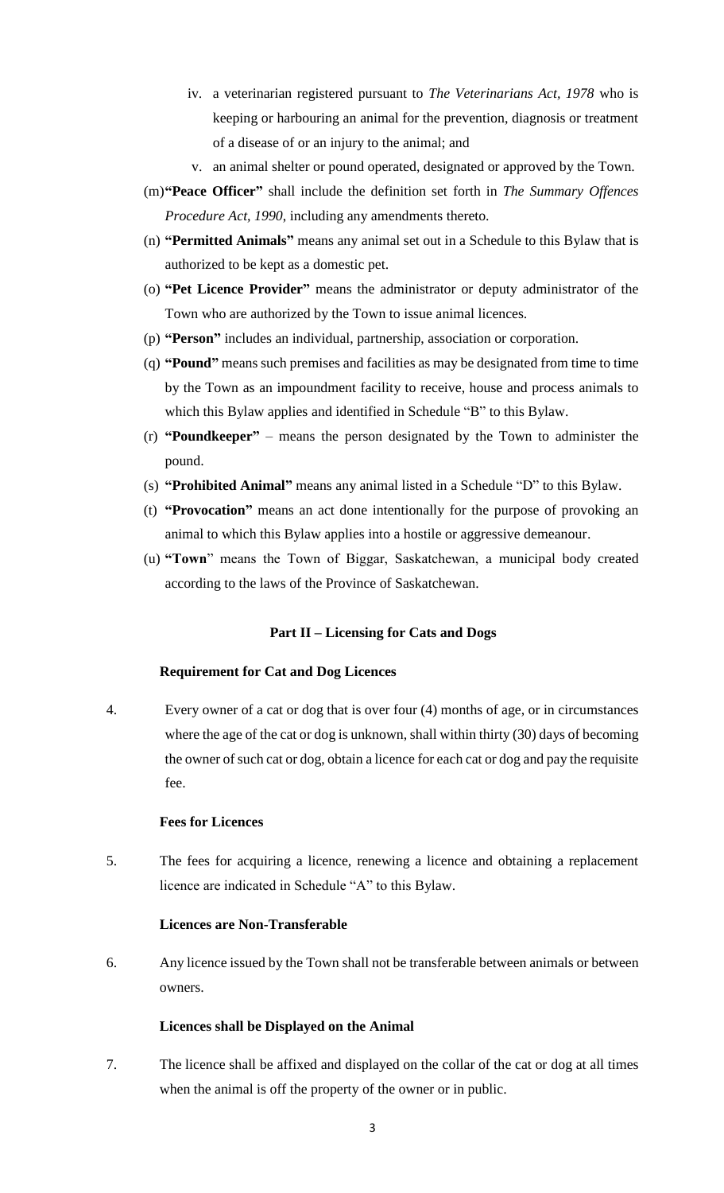iv. a veterinarian registered pursuant to *The Veterinarians Act, 1978* who is keeping or harbouring an animal for the prevention, diagnosis or treatment of a disease of or an injury to the animal; and

   v. an animal shelter or pound operated, designated or approved by the Town.

(m) **"Peace Officer"** shall include the definition set forth in *The Summary Offences Procedure Act, 1990*, including any amendments thereto.

(n) **"Permitted Animals"** means any animal set out in a Schedule to this Bylaw that is authorized to be kept as a domestic pet.

(o) **"Pet Licence Provider"** means the administrator or deputy administrator of the Town who are authorized by the Town to issue animal licences.

(p) **"Person"** includes an individual, partnership, association or corporation.

(q) **"Pound"** means such premises and facilities as may be designated from time to time by the Town as an impoundment facility to receive, house and process animals to which this Bylaw applies and identified in Schedule "B" to this Bylaw.

(r) **"Poundkeeper"** – means the person designated by the Town to administer the pound.

(s) **"Prohibited Animal"** means any animal listed in a Schedule "D" to this Bylaw.

(t) **"Provocation"** means an act done intentionally for the purpose of provoking an animal to which this Bylaw applies into a hostile or aggressive demeanour.

(u) **"Town"** means the Town of Biggar, Saskatchewan, a municipal body created according to the laws of the Province of Saskatchewan.

## Part II – Licensing for Cats and Dogs

### Requirement for Cat and Dog Licences

4. Every owner of a cat or dog that is over four (4) months of age, or in circumstances where the age of the cat or dog is unknown, shall within thirty (30) days of becoming the owner of such cat or dog, obtain a licence for each cat or dog and pay the requisite fee.

### Fees for Licences

5. The fees for acquiring a licence, renewing a licence and obtaining a replacement licence are indicated in Schedule "A" to this Bylaw.

### Licences are Non-Transferable

6. Any licence issued by the Town shall not be transferable between animals or between owners.

### Licences shall be Displayed on the Animal

7. The licence shall be affixed and displayed on the collar of the cat or dog at all times when the animal is off the property of the owner or in public.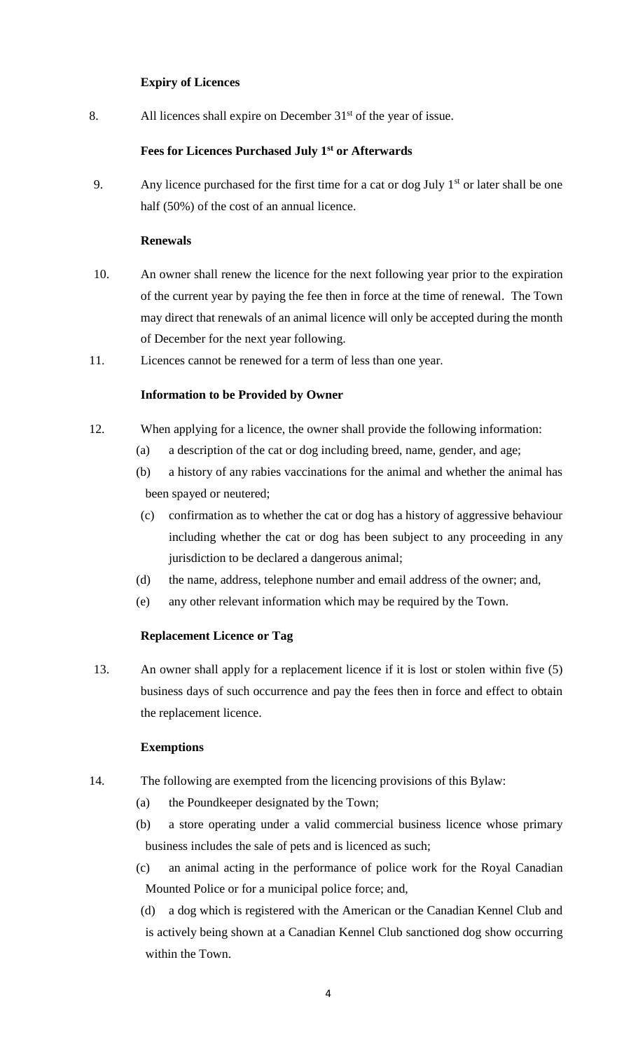**Expiry of Licences**

8. All licences shall expire on December 31st of the year of issue.

**Fees for Licences Purchased July 1st or Afterwards**

9. Any licence purchased for the first time for a cat or dog July 1st or later shall be one half (50%) of the cost of an annual licence.

**Renewals**

10. An owner shall renew the licence for the next following year prior to the expiration of the current year by paying the fee then in force at the time of renewal. The Town may direct that renewals of an animal licence will only be accepted during the month of December for the next year following.

11. Licences cannot be renewed for a term of less than one year.

**Information to be Provided by Owner**

12. When applying for a licence, the owner shall provide the following information:

   (a) a description of the cat or dog including breed, name, gender, and age;

   (b) a history of any rabies vaccinations for the animal and whether the animal has been spayed or neutered;

   (c) confirmation as to whether the cat or dog has a history of aggressive behaviour including whether the cat or dog has been subject to any proceeding in any jurisdiction to be declared a dangerous animal;

   (d) the name, address, telephone number and email address of the owner; and,

   (e) any other relevant information which may be required by the Town.

**Replacement Licence or Tag**

13. An owner shall apply for a replacement licence if it is lost or stolen within five (5) business days of such occurrence and pay the fees then in force and effect to obtain the replacement licence.

**Exemptions**

14. The following are exempted from the licencing provisions of this Bylaw:

   (a) the Poundkeeper designated by the Town;

   (b) a store operating under a valid commercial business licence whose primary business includes the sale of pets and is licenced as such;

   (c) an animal acting in the performance of police work for the Royal Canadian Mounted Police or for a municipal police force; and,

   (d) a dog which is registered with the American or the Canadian Kennel Club and is actively being shown at a Canadian Kennel Club sanctioned dog show occurring within the Town.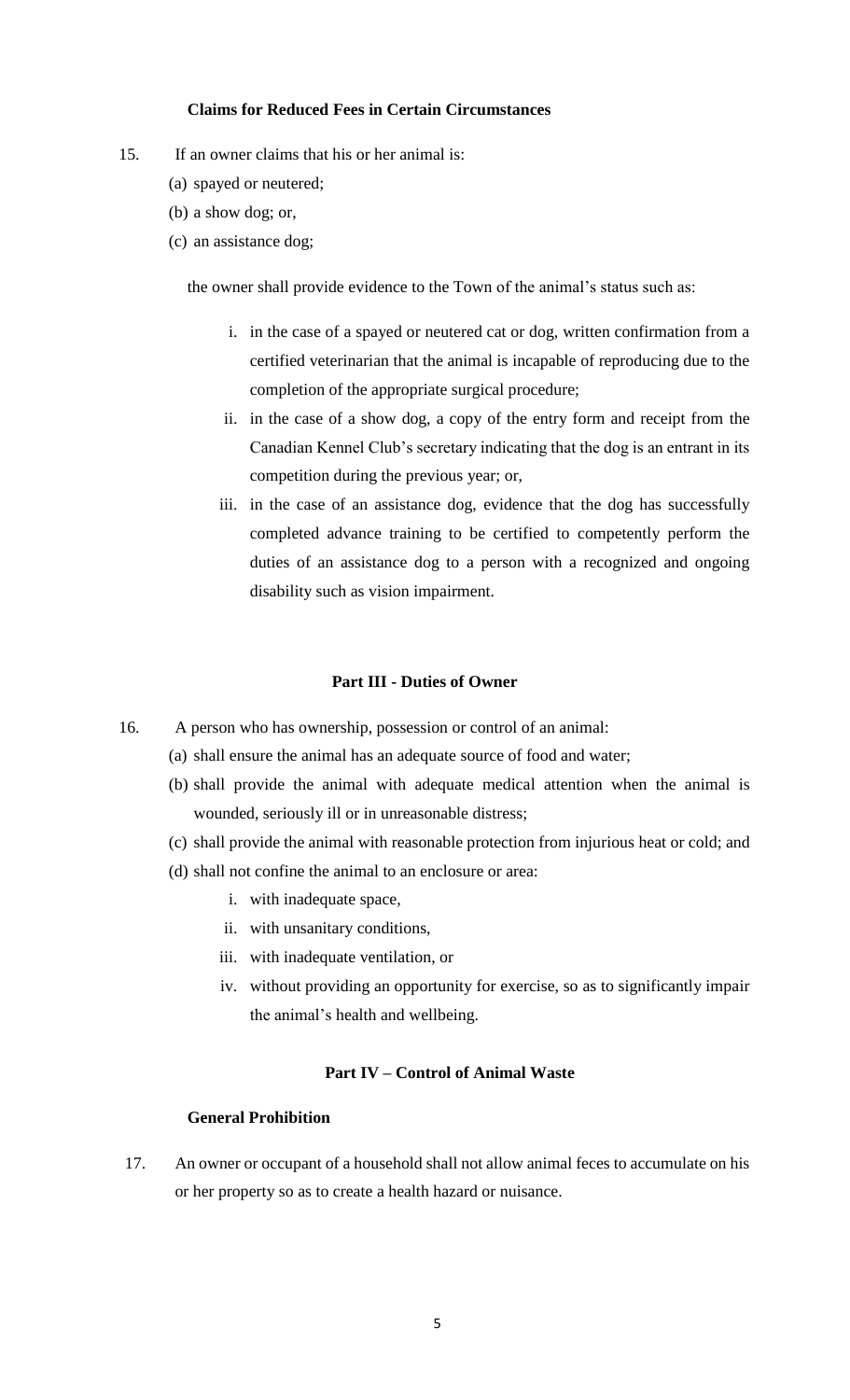### Claims for Reduced Fees in Certain Circumstances

15. If an owner claims that his or her animal is:

    (a) spayed or neutered;

    (b) a show dog; or,

    (c) an assistance dog;

    the owner shall provide evidence to the Town of the animal's status such as:

    i. in the case of a spayed or neutered cat or dog, written confirmation from a certified veterinarian that the animal is incapable of reproducing due to the completion of the appropriate surgical procedure;

    ii. in the case of a show dog, a copy of the entry form and receipt from the Canadian Kennel Club's secretary indicating that the dog is an entrant in its competition during the previous year; or,

    iii. in the case of an assistance dog, evidence that the dog has successfully completed advance training to be certified to competently perform the duties of an assistance dog to a person with a recognized and ongoing disability such as vision impairment.

## Part III - Duties of Owner

16. A person who has ownership, possession or control of an animal:

    (a) shall ensure the animal has an adequate source of food and water;

    (b) shall provide the animal with adequate medical attention when the animal is wounded, seriously ill or in unreasonable distress;

    (c) shall provide the animal with reasonable protection from injurious heat or cold; and

    (d) shall not confine the animal to an enclosure or area:

    i. with inadequate space,

    ii. with unsanitary conditions,

    iii. with inadequate ventilation, or

    iv. without providing an opportunity for exercise, so as to significantly impair the animal's health and wellbeing.

## Part IV – Control of Animal Waste

### General Prohibition

17. An owner or occupant of a household shall not allow animal feces to accumulate on his or her property so as to create a health hazard or nuisance.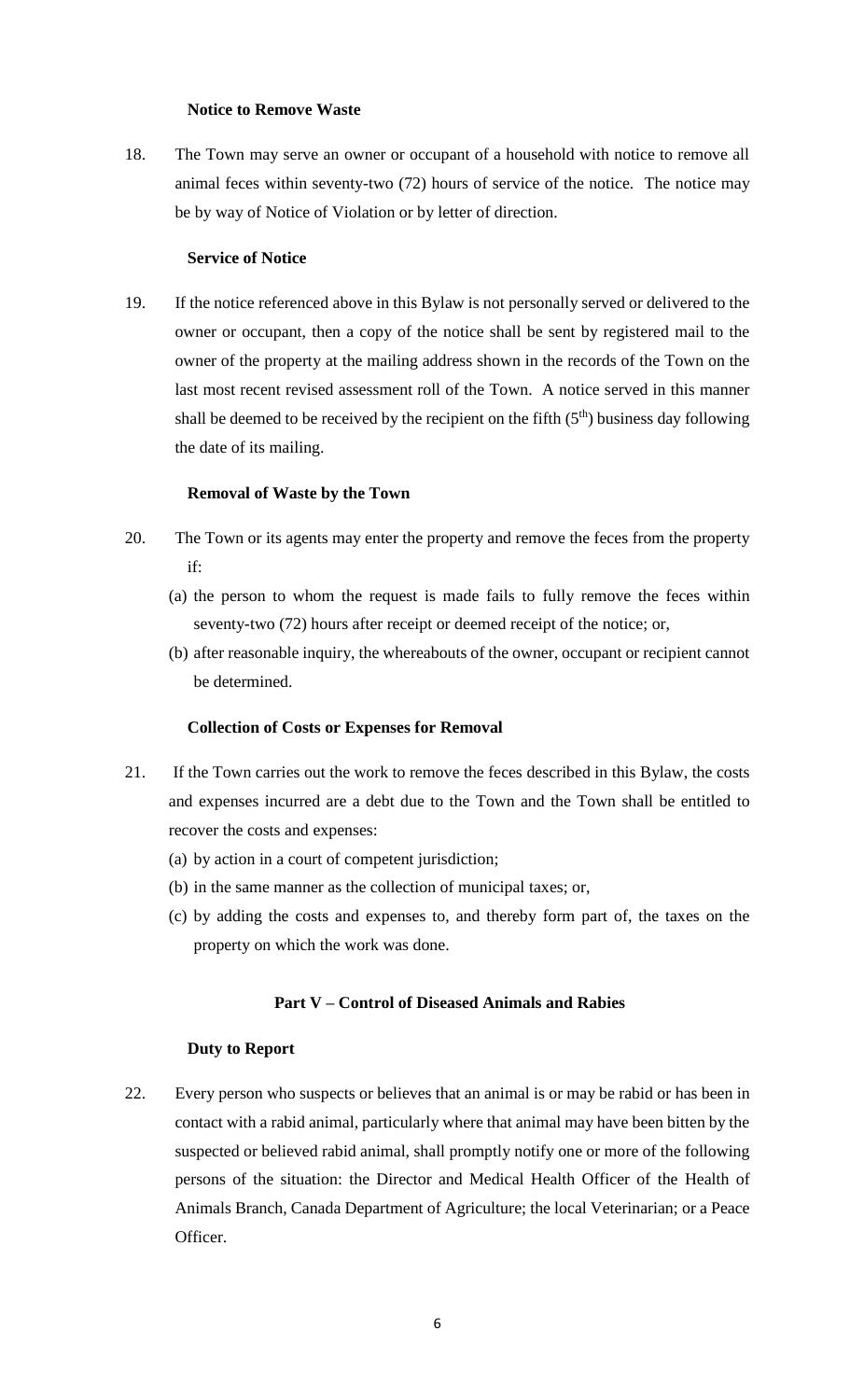**Notice to Remove Waste**

18. The Town may serve an owner or occupant of a household with notice to remove all animal feces within seventy-two (72) hours of service of the notice. The notice may be by way of Notice of Violation or by letter of direction.

**Service of Notice**

19. If the notice referenced above in this Bylaw is not personally served or delivered to the owner or occupant, then a copy of the notice shall be sent by registered mail to the owner of the property at the mailing address shown in the records of the Town on the last most recent revised assessment roll of the Town. A notice served in this manner shall be deemed to be received by the recipient on the fifth (5th) business day following the date of its mailing.

**Removal of Waste by the Town**

20. The Town or its agents may enter the property and remove the feces from the property if:

   (a) the person to whom the request is made fails to fully remove the feces within seventy-two (72) hours after receipt or deemed receipt of the notice; or,

   (b) after reasonable inquiry, the whereabouts of the owner, occupant or recipient cannot be determined.

**Collection of Costs or Expenses for Removal**

21. If the Town carries out the work to remove the feces described in this Bylaw, the costs and expenses incurred are a debt due to the Town and the Town shall be entitled to recover the costs and expenses:

   (a) by action in a court of competent jurisdiction;

   (b) in the same manner as the collection of municipal taxes; or,

   (c) by adding the costs and expenses to, and thereby form part of, the taxes on the property on which the work was done.

## Part V – Control of Diseased Animals and Rabies

**Duty to Report**

22. Every person who suspects or believes that an animal is or may be rabid or has been in contact with a rabid animal, particularly where that animal may have been bitten by the suspected or believed rabid animal, shall promptly notify one or more of the following persons of the situation: the Director and Medical Health Officer of the Health of Animals Branch, Canada Department of Agriculture; the local Veterinarian; or a Peace Officer.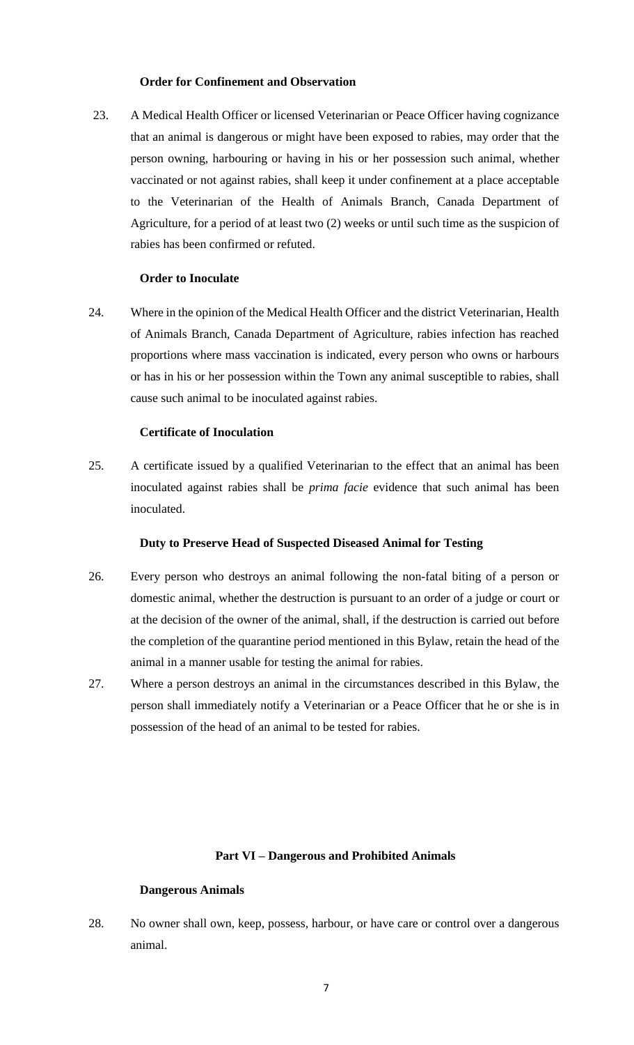**Order for Confinement and Observation**

23. A Medical Health Officer or licensed Veterinarian or Peace Officer having cognizance that an animal is dangerous or might have been exposed to rabies, may order that the person owning, harbouring or having in his or her possession such animal, whether vaccinated or not against rabies, shall keep it under confinement at a place acceptable to the Veterinarian of the Health of Animals Branch, Canada Department of Agriculture, for a period of at least two (2) weeks or until such time as the suspicion of rabies has been confirmed or refuted.

**Order to Inoculate**

24. Where in the opinion of the Medical Health Officer and the district Veterinarian, Health of Animals Branch, Canada Department of Agriculture, rabies infection has reached proportions where mass vaccination is indicated, every person who owns or harbours or has in his or her possession within the Town any animal susceptible to rabies, shall cause such animal to be inoculated against rabies.

**Certificate of Inoculation**

25. A certificate issued by a qualified Veterinarian to the effect that an animal has been inoculated against rabies shall be *prima facie* evidence that such animal has been inoculated.

**Duty to Preserve Head of Suspected Diseased Animal for Testing**

26. Every person who destroys an animal following the non-fatal biting of a person or domestic animal, whether the destruction is pursuant to an order of a judge or court or at the decision of the owner of the animal, shall, if the destruction is carried out before the completion of the quarantine period mentioned in this Bylaw, retain the head of the animal in a manner usable for testing the animal for rabies.

27. Where a person destroys an animal in the circumstances described in this Bylaw, the person shall immediately notify a Veterinarian or a Peace Officer that he or she is in possession of the head of an animal to be tested for rabies.

## Part VI – Dangerous and Prohibited Animals

**Dangerous Animals**

28. No owner shall own, keep, possess, harbour, or have care or control over a dangerous animal.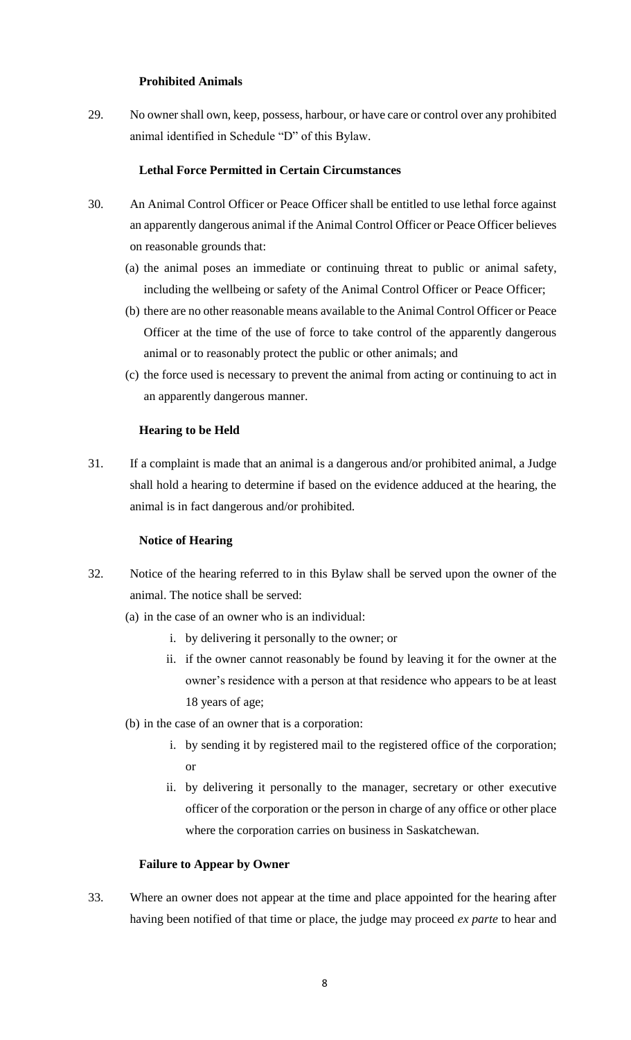### Prohibited Animals

29. No owner shall own, keep, possess, harbour, or have care or control over any prohibited animal identified in Schedule "D" of this Bylaw.

### Lethal Force Permitted in Certain Circumstances

30. An Animal Control Officer or Peace Officer shall be entitled to use lethal force against an apparently dangerous animal if the Animal Control Officer or Peace Officer believes on reasonable grounds that:

    (a) the animal poses an immediate or continuing threat to public or animal safety, including the wellbeing or safety of the Animal Control Officer or Peace Officer;

    (b) there are no other reasonable means available to the Animal Control Officer or Peace Officer at the time of the use of force to take control of the apparently dangerous animal or to reasonably protect the public or other animals; and

    (c) the force used is necessary to prevent the animal from acting or continuing to act in an apparently dangerous manner.

### Hearing to be Held

31. If a complaint is made that an animal is a dangerous and/or prohibited animal, a Judge shall hold a hearing to determine if based on the evidence adduced at the hearing, the animal is in fact dangerous and/or prohibited.

### Notice of Hearing

32. Notice of the hearing referred to in this Bylaw shall be served upon the owner of the animal. The notice shall be served:

    (a) in the case of an owner who is an individual:

        i. by delivering it personally to the owner; or

        ii. if the owner cannot reasonably be found by leaving it for the owner at the owner's residence with a person at that residence who appears to be at least 18 years of age;

    (b) in the case of an owner that is a corporation:

        i. by sending it by registered mail to the registered office of the corporation; or

        ii. by delivering it personally to the manager, secretary or other executive officer of the corporation or the person in charge of any office or other place where the corporation carries on business in Saskatchewan.

### Failure to Appear by Owner

33. Where an owner does not appear at the time and place appointed for the hearing after having been notified of that time or place, the judge may proceed *ex parte* to hear and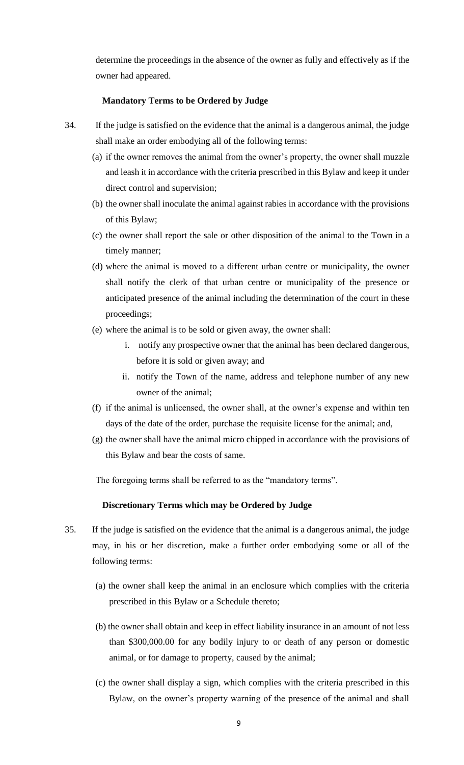determine the proceedings in the absence of the owner as fully and effectively as if the owner had appeared.

**Mandatory Terms to be Ordered by Judge**

34. If the judge is satisfied on the evidence that the animal is a dangerous animal, the judge shall make an order embodying all of the following terms:

   (a) if the owner removes the animal from the owner's property, the owner shall muzzle and leash it in accordance with the criteria prescribed in this Bylaw and keep it under direct control and supervision;

   (b) the owner shall inoculate the animal against rabies in accordance with the provisions of this Bylaw;

   (c) the owner shall report the sale or other disposition of the animal to the Town in a timely manner;

   (d) where the animal is moved to a different urban centre or municipality, the owner shall notify the clerk of that urban centre or municipality of the presence or anticipated presence of the animal including the determination of the court in these proceedings;

   (e) where the animal is to be sold or given away, the owner shall:

      i. notify any prospective owner that the animal has been declared dangerous, before it is sold or given away; and

      ii. notify the Town of the name, address and telephone number of any new owner of the animal;

   (f) if the animal is unlicensed, the owner shall, at the owner's expense and within ten days of the date of the order, purchase the requisite license for the animal; and,

   (g) the owner shall have the animal micro chipped in accordance with the provisions of this Bylaw and bear the costs of same.

The foregoing terms shall be referred to as the "mandatory terms".

**Discretionary Terms which may be Ordered by Judge**

35. If the judge is satisfied on the evidence that the animal is a dangerous animal, the judge may, in his or her discretion, make a further order embodying some or all of the following terms:

   (a) the owner shall keep the animal in an enclosure which complies with the criteria prescribed in this Bylaw or a Schedule thereto;

   (b) the owner shall obtain and keep in effect liability insurance in an amount of not less than $300,000.00 for any bodily injury to or death of any person or domestic animal, or for damage to property, caused by the animal;

   (c) the owner shall display a sign, which complies with the criteria prescribed in this Bylaw, on the owner's property warning of the presence of the animal and shall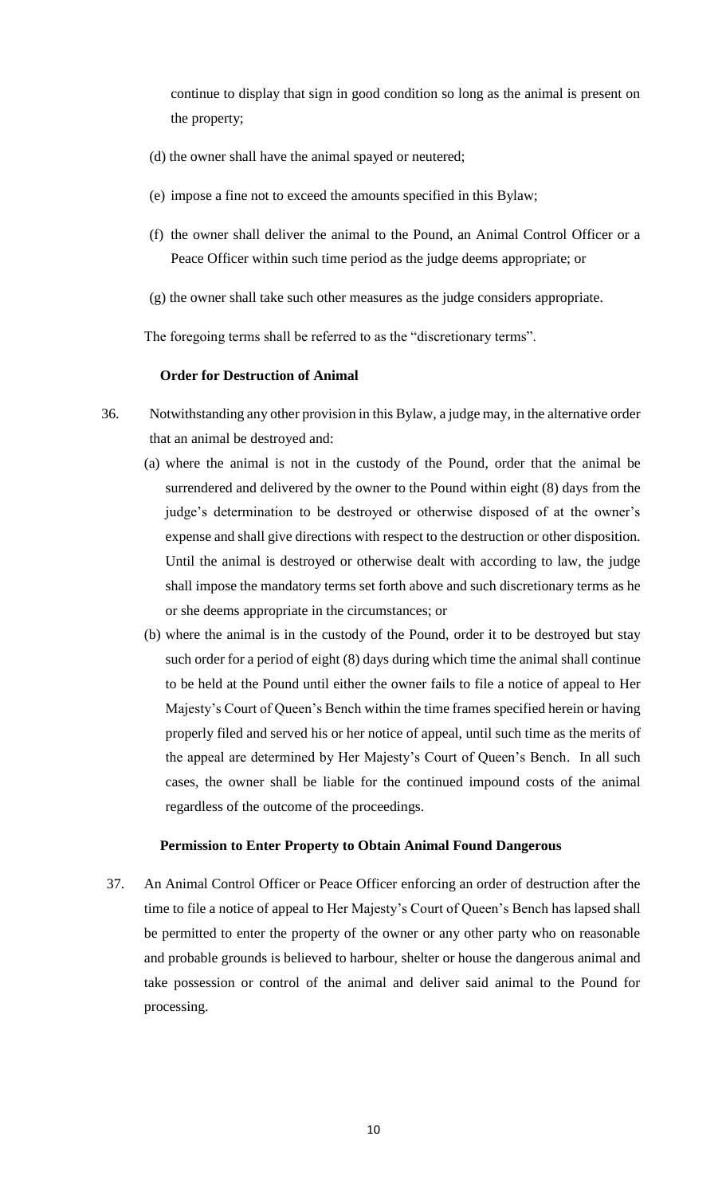continue to display that sign in good condition so long as the animal is present on the property;

(d) the owner shall have the animal spayed or neutered;

(e) impose a fine not to exceed the amounts specified in this Bylaw;

(f) the owner shall deliver the animal to the Pound, an Animal Control Officer or a Peace Officer within such time period as the judge deems appropriate; or

(g) the owner shall take such other measures as the judge considers appropriate.

The foregoing terms shall be referred to as the "discretionary terms".

**Order for Destruction of Animal**

36. Notwithstanding any other provision in this Bylaw, a judge may, in the alternative order that an animal be destroyed and:

(a) where the animal is not in the custody of the Pound, order that the animal be surrendered and delivered by the owner to the Pound within eight (8) days from the judge's determination to be destroyed or otherwise disposed of at the owner's expense and shall give directions with respect to the destruction or other disposition. Until the animal is destroyed or otherwise dealt with according to law, the judge shall impose the mandatory terms set forth above and such discretionary terms as he or she deems appropriate in the circumstances; or

(b) where the animal is in the custody of the Pound, order it to be destroyed but stay such order for a period of eight (8) days during which time the animal shall continue to be held at the Pound until either the owner fails to file a notice of appeal to Her Majesty's Court of Queen's Bench within the time frames specified herein or having properly filed and served his or her notice of appeal, until such time as the merits of the appeal are determined by Her Majesty's Court of Queen's Bench. In all such cases, the owner shall be liable for the continued impound costs of the animal regardless of the outcome of the proceedings.

**Permission to Enter Property to Obtain Animal Found Dangerous**

37. An Animal Control Officer or Peace Officer enforcing an order of destruction after the time to file a notice of appeal to Her Majesty's Court of Queen's Bench has lapsed shall be permitted to enter the property of the owner or any other party who on reasonable and probable grounds is believed to harbour, shelter or house the dangerous animal and take possession or control of the animal and deliver said animal to the Pound for processing.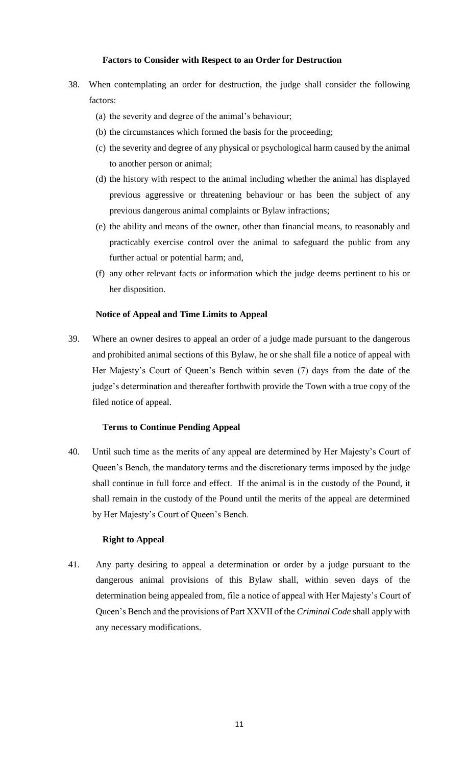### Factors to Consider with Respect to an Order for Destruction

38. When contemplating an order for destruction, the judge shall consider the following factors:

    (a) the severity and degree of the animal's behaviour;

    (b) the circumstances which formed the basis for the proceeding;

    (c) the severity and degree of any physical or psychological harm caused by the animal to another person or animal;

    (d) the history with respect to the animal including whether the animal has displayed previous aggressive or threatening behaviour or has been the subject of any previous dangerous animal complaints or Bylaw infractions;

    (e) the ability and means of the owner, other than financial means, to reasonably and practicably exercise control over the animal to safeguard the public from any further actual or potential harm; and,

    (f) any other relevant facts or information which the judge deems pertinent to his or her disposition.

### Notice of Appeal and Time Limits to Appeal

39. Where an owner desires to appeal an order of a judge made pursuant to the dangerous and prohibited animal sections of this Bylaw, he or she shall file a notice of appeal with Her Majesty's Court of Queen's Bench within seven (7) days from the date of the judge's determination and thereafter forthwith provide the Town with a true copy of the filed notice of appeal.

### Terms to Continue Pending Appeal

40. Until such time as the merits of any appeal are determined by Her Majesty's Court of Queen's Bench, the mandatory terms and the discretionary terms imposed by the judge shall continue in full force and effect. If the animal is in the custody of the Pound, it shall remain in the custody of the Pound until the merits of the appeal are determined by Her Majesty's Court of Queen's Bench.

### Right to Appeal

41. Any party desiring to appeal a determination or order by a judge pursuant to the dangerous animal provisions of this Bylaw shall, within seven days of the determination being appealed from, file a notice of appeal with Her Majesty's Court of Queen's Bench and the provisions of Part XXVII of the *Criminal Code* shall apply with any necessary modifications.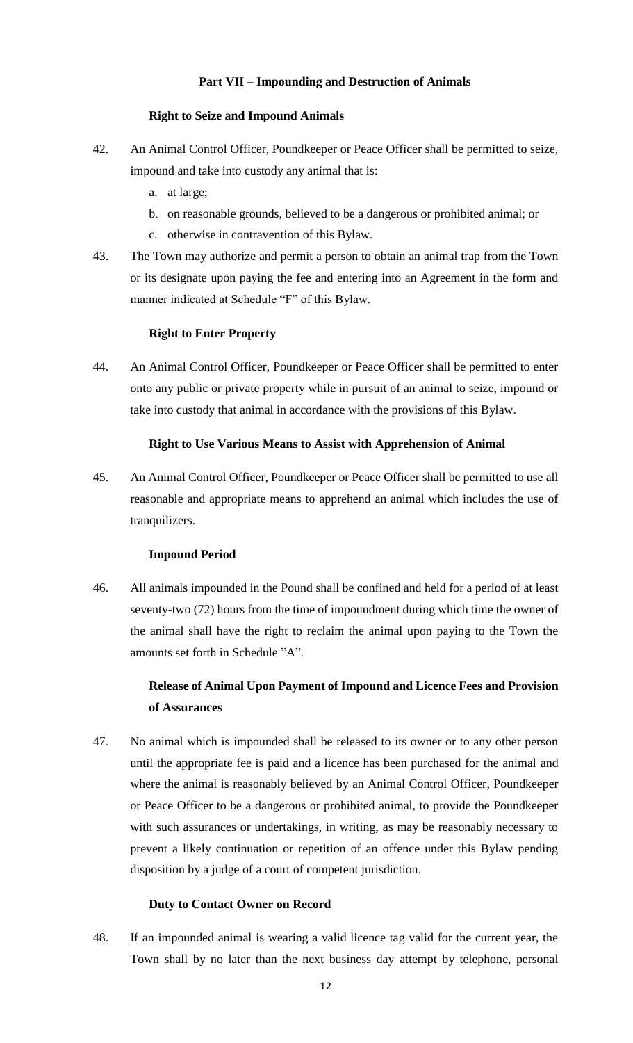## Part VII – Impounding and Destruction of Animals

### Right to Seize and Impound Animals

42. An Animal Control Officer, Poundkeeper or Peace Officer shall be permitted to seize, impound and take into custody any animal that is:
    a. at large;
    b. on reasonable grounds, believed to be a dangerous or prohibited animal; or
    c. otherwise in contravention of this Bylaw.

43. The Town may authorize and permit a person to obtain an animal trap from the Town or its designate upon paying the fee and entering into an Agreement in the form and manner indicated at Schedule "F" of this Bylaw.

### Right to Enter Property

44. An Animal Control Officer, Poundkeeper or Peace Officer shall be permitted to enter onto any public or private property while in pursuit of an animal to seize, impound or take into custody that animal in accordance with the provisions of this Bylaw.

### Right to Use Various Means to Assist with Apprehension of Animal

45. An Animal Control Officer, Poundkeeper or Peace Officer shall be permitted to use all reasonable and appropriate means to apprehend an animal which includes the use of tranquilizers.

### Impound Period

46. All animals impounded in the Pound shall be confined and held for a period of at least seventy-two (72) hours from the time of impoundment during which time the owner of the animal shall have the right to reclaim the animal upon paying to the Town the amounts set forth in Schedule "A".

### Release of Animal Upon Payment of Impound and Licence Fees and Provision of Assurances

47. No animal which is impounded shall be released to its owner or to any other person until the appropriate fee is paid and a licence has been purchased for the animal and where the animal is reasonably believed by an Animal Control Officer, Poundkeeper or Peace Officer to be a dangerous or prohibited animal, to provide the Poundkeeper with such assurances or undertakings, in writing, as may be reasonably necessary to prevent a likely continuation or repetition of an offence under this Bylaw pending disposition by a judge of a court of competent jurisdiction.

### Duty to Contact Owner on Record

48. If an impounded animal is wearing a valid licence tag valid for the current year, the Town shall by no later than the next business day attempt by telephone, personal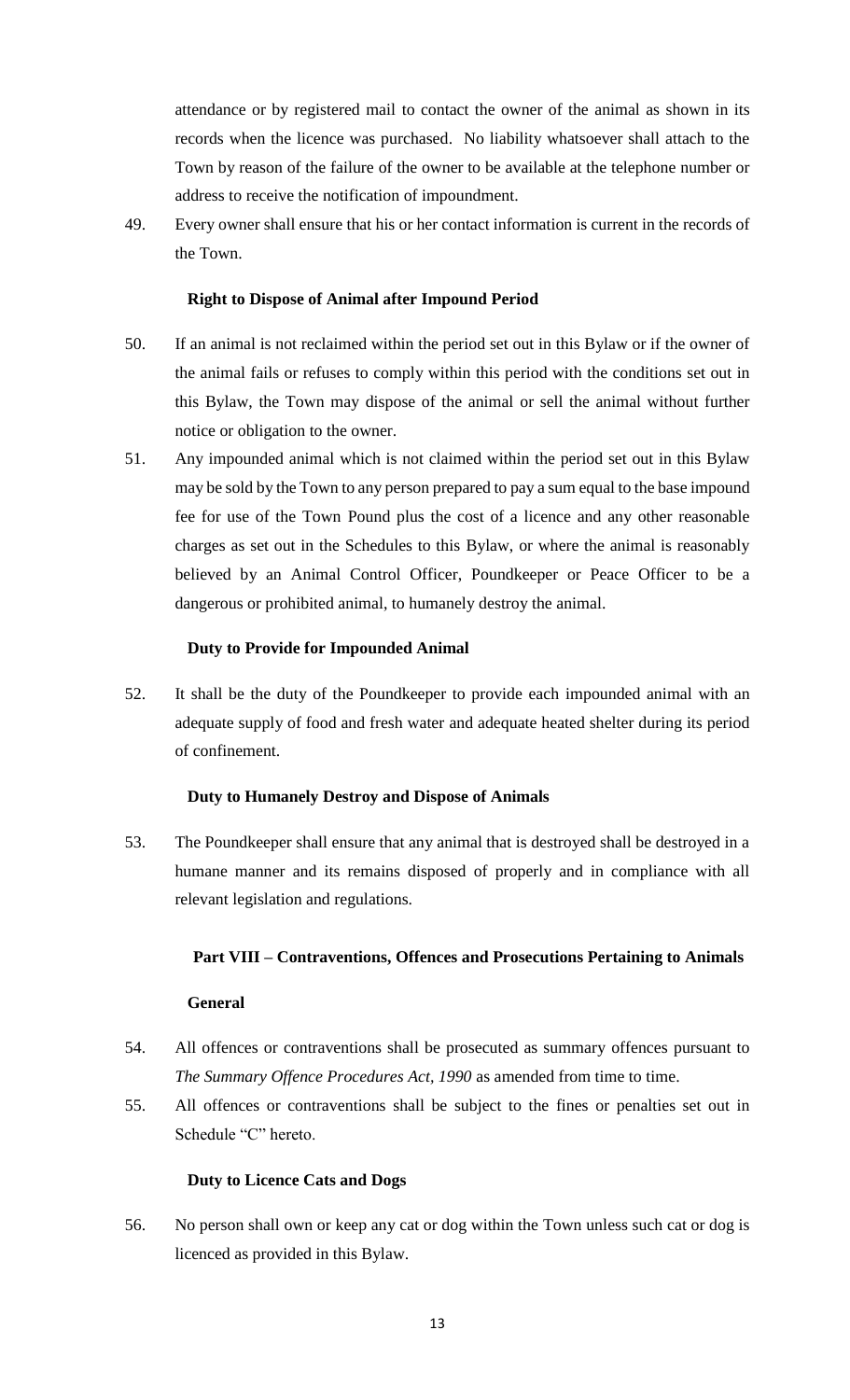attendance or by registered mail to contact the owner of the animal as shown in its records when the licence was purchased. No liability whatsoever shall attach to the Town by reason of the failure of the owner to be available at the telephone number or address to receive the notification of impoundment.

49. Every owner shall ensure that his or her contact information is current in the records of the Town.

**Right to Dispose of Animal after Impound Period**

50. If an animal is not reclaimed within the period set out in this Bylaw or if the owner of the animal fails or refuses to comply within this period with the conditions set out in this Bylaw, the Town may dispose of the animal or sell the animal without further notice or obligation to the owner.

51. Any impounded animal which is not claimed within the period set out in this Bylaw may be sold by the Town to any person prepared to pay a sum equal to the base impound fee for use of the Town Pound plus the cost of a licence and any other reasonable charges as set out in the Schedules to this Bylaw, or where the animal is reasonably believed by an Animal Control Officer, Poundkeeper or Peace Officer to be a dangerous or prohibited animal, to humanely destroy the animal.

**Duty to Provide for Impounded Animal**

52. It shall be the duty of the Poundkeeper to provide each impounded animal with an adequate supply of food and fresh water and adequate heated shelter during its period of confinement.

**Duty to Humanely Destroy and Dispose of Animals**

53. The Poundkeeper shall ensure that any animal that is destroyed shall be destroyed in a humane manner and its remains disposed of properly and in compliance with all relevant legislation and regulations.

## Part VIII – Contraventions, Offences and Prosecutions Pertaining to Animals

**General**

54. All offences or contraventions shall be prosecuted as summary offences pursuant to *The Summary Offence Procedures Act, 1990* as amended from time to time.

55. All offences or contraventions shall be subject to the fines or penalties set out in Schedule "C" hereto.

**Duty to Licence Cats and Dogs**

56. No person shall own or keep any cat or dog within the Town unless such cat or dog is licenced as provided in this Bylaw.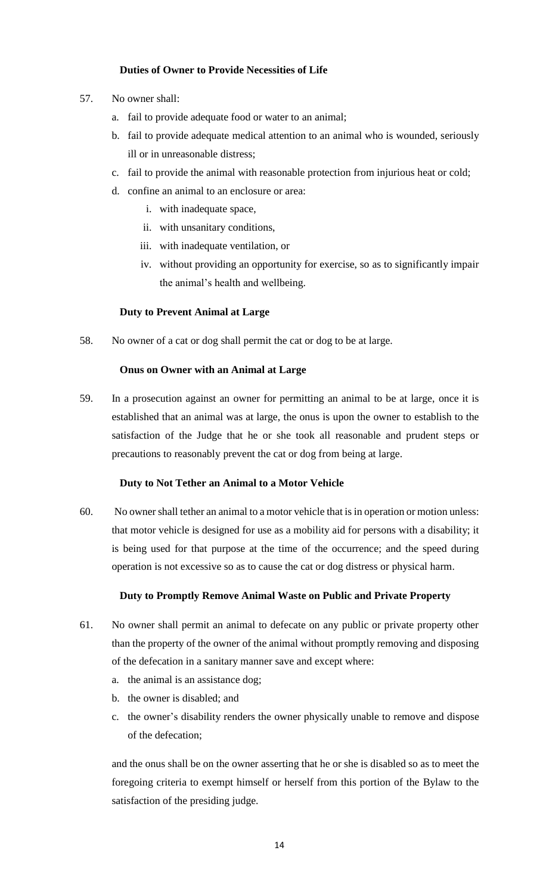**Duties of Owner to Provide Necessities of Life**

57. No owner shall:
    a. fail to provide adequate food or water to an animal;
    b. fail to provide adequate medical attention to an animal who is wounded, seriously ill or in unreasonable distress;
    c. fail to provide the animal with reasonable protection from injurious heat or cold;
    d. confine an animal to an enclosure or area:
        i. with inadequate space,
        ii. with unsanitary conditions,
        iii. with inadequate ventilation, or
        iv. without providing an opportunity for exercise, so as to significantly impair the animal's health and wellbeing.

**Duty to Prevent Animal at Large**

58. No owner of a cat or dog shall permit the cat or dog to be at large.

**Onus on Owner with an Animal at Large**

59. In a prosecution against an owner for permitting an animal to be at large, once it is established that an animal was at large, the onus is upon the owner to establish to the satisfaction of the Judge that he or she took all reasonable and prudent steps or precautions to reasonably prevent the cat or dog from being at large.

**Duty to Not Tether an Animal to a Motor Vehicle**

60. No owner shall tether an animal to a motor vehicle that is in operation or motion unless: that motor vehicle is designed for use as a mobility aid for persons with a disability; it is being used for that purpose at the time of the occurrence; and the speed during operation is not excessive so as to cause the cat or dog distress or physical harm.

**Duty to Promptly Remove Animal Waste on Public and Private Property**

61. No owner shall permit an animal to defecate on any public or private property other than the property of the owner of the animal without promptly removing and disposing of the defecation in a sanitary manner save and except where:
    a. the animal is an assistance dog;
    b. the owner is disabled; and
    c. the owner's disability renders the owner physically unable to remove and dispose of the defecation;

    and the onus shall be on the owner asserting that he or she is disabled so as to meet the foregoing criteria to exempt himself or herself from this portion of the Bylaw to the satisfaction of the presiding judge.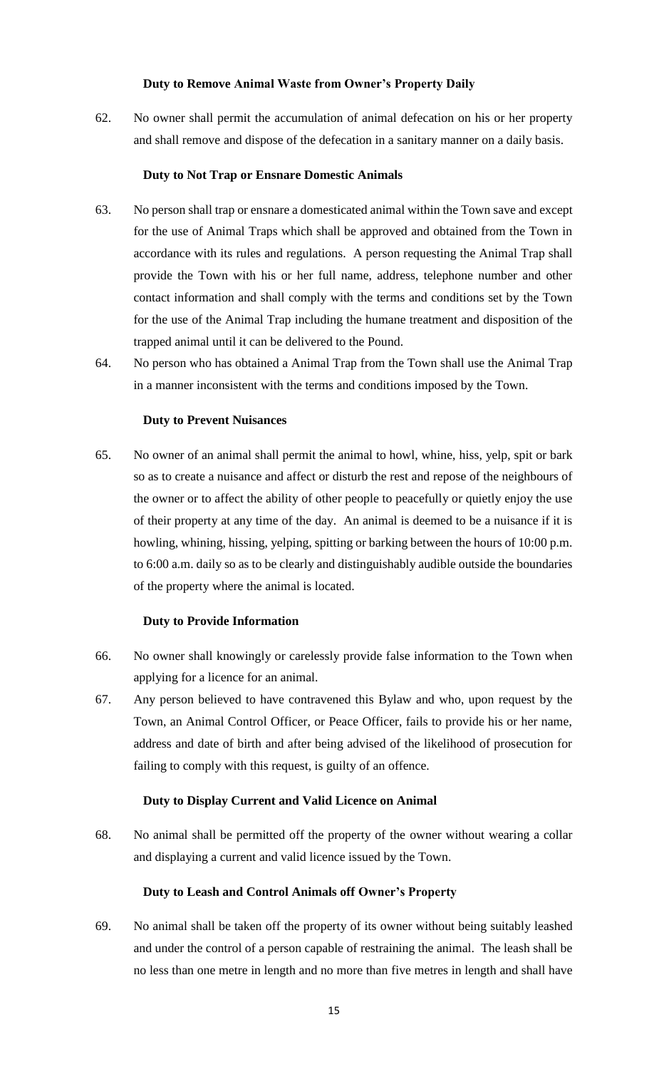**Duty to Remove Animal Waste from Owner's Property Daily**

62. No owner shall permit the accumulation of animal defecation on his or her property and shall remove and dispose of the defecation in a sanitary manner on a daily basis.

**Duty to Not Trap or Ensnare Domestic Animals**

63. No person shall trap or ensnare a domesticated animal within the Town save and except for the use of Animal Traps which shall be approved and obtained from the Town in accordance with its rules and regulations. A person requesting the Animal Trap shall provide the Town with his or her full name, address, telephone number and other contact information and shall comply with the terms and conditions set by the Town for the use of the Animal Trap including the humane treatment and disposition of the trapped animal until it can be delivered to the Pound.

64. No person who has obtained a Animal Trap from the Town shall use the Animal Trap in a manner inconsistent with the terms and conditions imposed by the Town.

**Duty to Prevent Nuisances**

65. No owner of an animal shall permit the animal to howl, whine, hiss, yelp, spit or bark so as to create a nuisance and affect or disturb the rest and repose of the neighbours of the owner or to affect the ability of other people to peacefully or quietly enjoy the use of their property at any time of the day. An animal is deemed to be a nuisance if it is howling, whining, hissing, yelping, spitting or barking between the hours of 10:00 p.m. to 6:00 a.m. daily so as to be clearly and distinguishably audible outside the boundaries of the property where the animal is located.

**Duty to Provide Information**

66. No owner shall knowingly or carelessly provide false information to the Town when applying for a licence for an animal.

67. Any person believed to have contravened this Bylaw and who, upon request by the Town, an Animal Control Officer, or Peace Officer, fails to provide his or her name, address and date of birth and after being advised of the likelihood of prosecution for failing to comply with this request, is guilty of an offence.

**Duty to Display Current and Valid Licence on Animal**

68. No animal shall be permitted off the property of the owner without wearing a collar and displaying a current and valid licence issued by the Town.

**Duty to Leash and Control Animals off Owner's Property**

69. No animal shall be taken off the property of its owner without being suitably leashed and under the control of a person capable of restraining the animal. The leash shall be no less than one metre in length and no more than five metres in length and shall have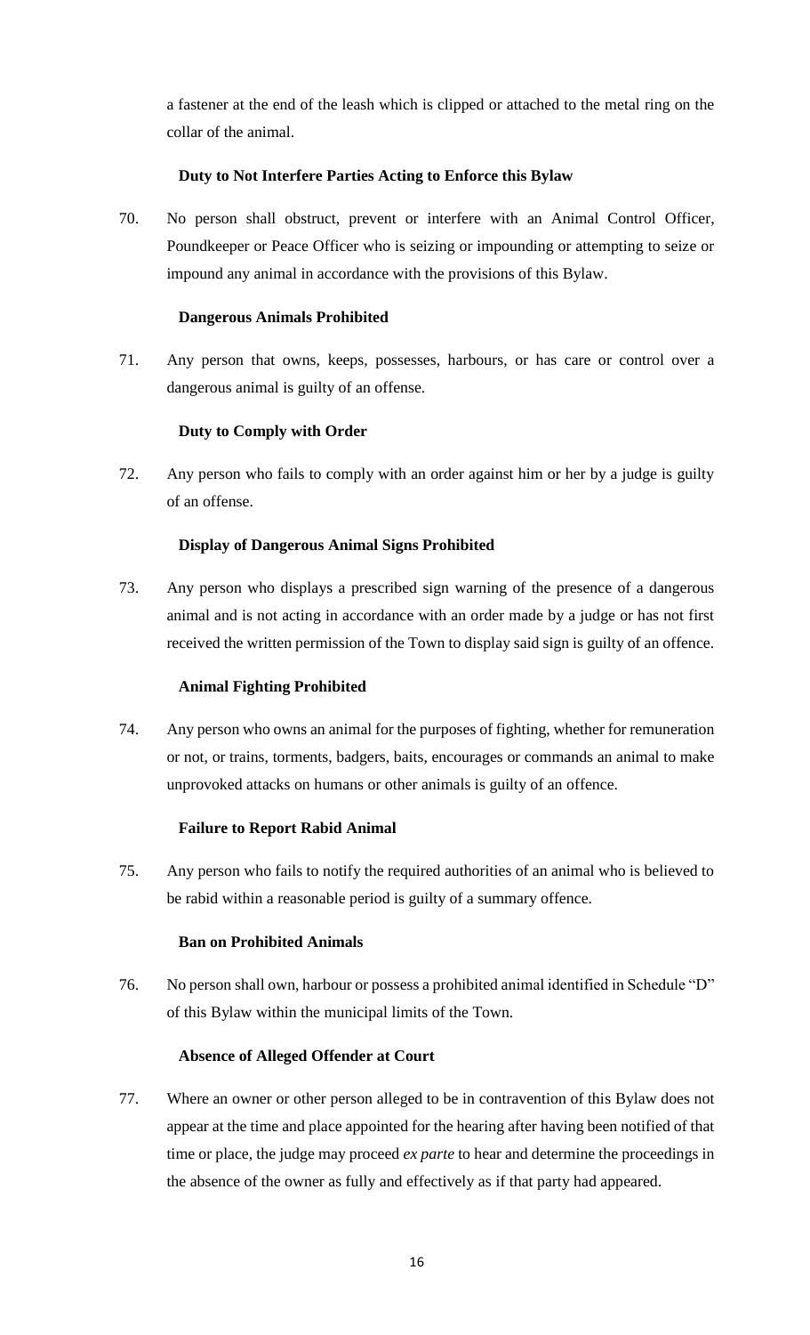a fastener at the end of the leash which is clipped or attached to the metal ring on the collar of the animal.

**Duty to Not Interfere Parties Acting to Enforce this Bylaw**

70. No person shall obstruct, prevent or interfere with an Animal Control Officer, Poundkeeper or Peace Officer who is seizing or impounding or attempting to seize or impound any animal in accordance with the provisions of this Bylaw.

**Dangerous Animals Prohibited**

71. Any person that owns, keeps, possesses, harbours, or has care or control over a dangerous animal is guilty of an offense.

**Duty to Comply with Order**

72. Any person who fails to comply with an order against him or her by a judge is guilty of an offense.

**Display of Dangerous Animal Signs Prohibited**

73. Any person who displays a prescribed sign warning of the presence of a dangerous animal and is not acting in accordance with an order made by a judge or has not first received the written permission of the Town to display said sign is guilty of an offence.

**Animal Fighting Prohibited**

74. Any person who owns an animal for the purposes of fighting, whether for remuneration or not, or trains, torments, badgers, baits, encourages or commands an animal to make unprovoked attacks on humans or other animals is guilty of an offence.

**Failure to Report Rabid Animal**

75. Any person who fails to notify the required authorities of an animal who is believed to be rabid within a reasonable period is guilty of a summary offence.

**Ban on Prohibited Animals**

76. No person shall own, harbour or possess a prohibited animal identified in Schedule "D" of this Bylaw within the municipal limits of the Town.

**Absence of Alleged Offender at Court**

77. Where an owner or other person alleged to be in contravention of this Bylaw does not appear at the time and place appointed for the hearing after having been notified of that time or place, the judge may proceed *ex parte* to hear and determine the proceedings in the absence of the owner as fully and effectively as if that party had appeared.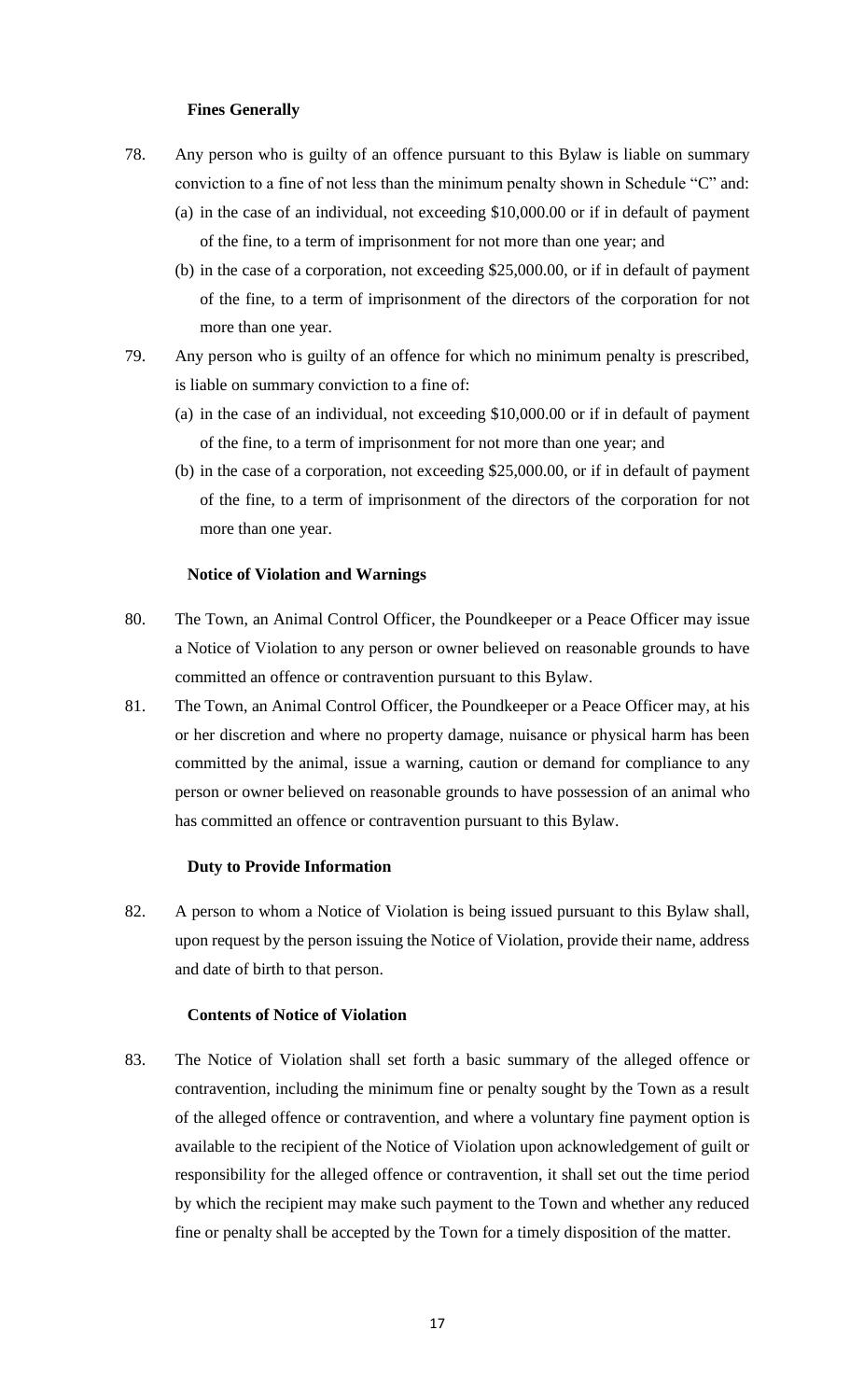**Fines Generally**

78. Any person who is guilty of an offence pursuant to this Bylaw is liable on summary conviction to a fine of not less than the minimum penalty shown in Schedule "C" and:
    (a) in the case of an individual, not exceeding $10,000.00 or if in default of payment of the fine, to a term of imprisonment for not more than one year; and
    (b) in the case of a corporation, not exceeding $25,000.00, or if in default of payment of the fine, to a term of imprisonment of the directors of the corporation for not more than one year.

79. Any person who is guilty of an offence for which no minimum penalty is prescribed, is liable on summary conviction to a fine of:
    (a) in the case of an individual, not exceeding $10,000.00 or if in default of payment of the fine, to a term of imprisonment for not more than one year; and
    (b) in the case of a corporation, not exceeding $25,000.00, or if in default of payment of the fine, to a term of imprisonment of the directors of the corporation for not more than one year.

**Notice of Violation and Warnings**

80. The Town, an Animal Control Officer, the Poundkeeper or a Peace Officer may issue a Notice of Violation to any person or owner believed on reasonable grounds to have committed an offence or contravention pursuant to this Bylaw.

81. The Town, an Animal Control Officer, the Poundkeeper or a Peace Officer may, at his or her discretion and where no property damage, nuisance or physical harm has been committed by the animal, issue a warning, caution or demand for compliance to any person or owner believed on reasonable grounds to have possession of an animal who has committed an offence or contravention pursuant to this Bylaw.

**Duty to Provide Information**

82. A person to whom a Notice of Violation is being issued pursuant to this Bylaw shall, upon request by the person issuing the Notice of Violation, provide their name, address and date of birth to that person.

**Contents of Notice of Violation**

83. The Notice of Violation shall set forth a basic summary of the alleged offence or contravention, including the minimum fine or penalty sought by the Town as a result of the alleged offence or contravention, and where a voluntary fine payment option is available to the recipient of the Notice of Violation upon acknowledgement of guilt or responsibility for the alleged offence or contravention, it shall set out the time period by which the recipient may make such payment to the Town and whether any reduced fine or penalty shall be accepted by the Town for a timely disposition of the matter.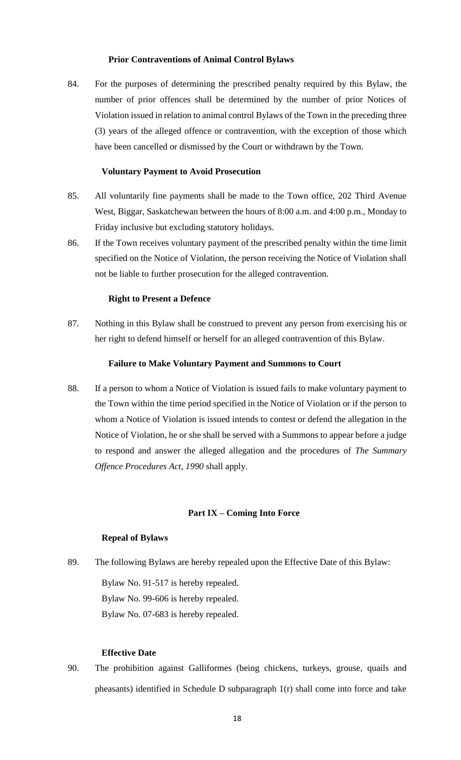**Prior Contraventions of Animal Control Bylaws**

84. For the purposes of determining the prescribed penalty required by this Bylaw, the number of prior offences shall be determined by the number of prior Notices of Violation issued in relation to animal control Bylaws of the Town in the preceding three (3) years of the alleged offence or contravention, with the exception of those which have been cancelled or dismissed by the Court or withdrawn by the Town.

**Voluntary Payment to Avoid Prosecution**

85. All voluntarily fine payments shall be made to the Town office, 202 Third Avenue West, Biggar, Saskatchewan between the hours of 8:00 a.m. and 4:00 p.m., Monday to Friday inclusive but excluding statutory holidays.

86. If the Town receives voluntary payment of the prescribed penalty within the time limit specified on the Notice of Violation, the person receiving the Notice of Violation shall not be liable to further prosecution for the alleged contravention.

**Right to Present a Defence**

87. Nothing in this Bylaw shall be construed to prevent any person from exercising his or her right to defend himself or herself for an alleged contravention of this Bylaw.

**Failure to Make Voluntary Payment and Summons to Court**

88. If a person to whom a Notice of Violation is issued fails to make voluntary payment to the Town within the time period specified in the Notice of Violation or if the person to whom a Notice of Violation is issued intends to contest or defend the allegation in the Notice of Violation, he or she shall be served with a Summons to appear before a judge to respond and answer the alleged allegation and the procedures of *The Summary Offence Procedures Act, 1990* shall apply.

## Part IX – Coming Into Force

**Repeal of Bylaws**

89. The following Bylaws are hereby repealed upon the Effective Date of this Bylaw:

    Bylaw No. 91-517 is hereby repealed.
    Bylaw No. 99-606 is hereby repealed.
    Bylaw No. 07-683 is hereby repealed.

**Effective Date**

90. The prohibition against Galliformes (being chickens, turkeys, grouse, quails and pheasants) identified in Schedule D subparagraph 1(r) shall come into force and take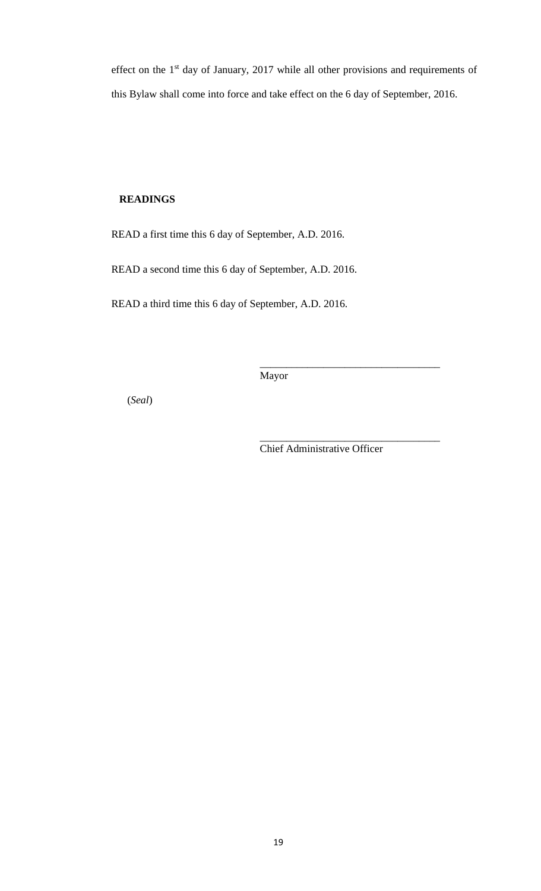effect on the 1st day of January, 2017 while all other provisions and requirements of this Bylaw shall come into force and take effect on the 6 day of September, 2016.

**READINGS**

READ a first time this 6 day of September, A.D. 2016.

READ a second time this 6 day of September, A.D. 2016.

READ a third time this 6 day of September, A.D. 2016.

\_\_\_\_\_\_\_\_\_\_\_\_\_\_\_\_\_\_\_\_\_\_\_\_\_\_\_\_\_\_\_\_\_\_
Mayor

(*Seal*)

\_\_\_\_\_\_\_\_\_\_\_\_\_\_\_\_\_\_\_\_\_\_\_\_\_\_\_\_\_\_\_\_\_\_
Chief Administrative Officer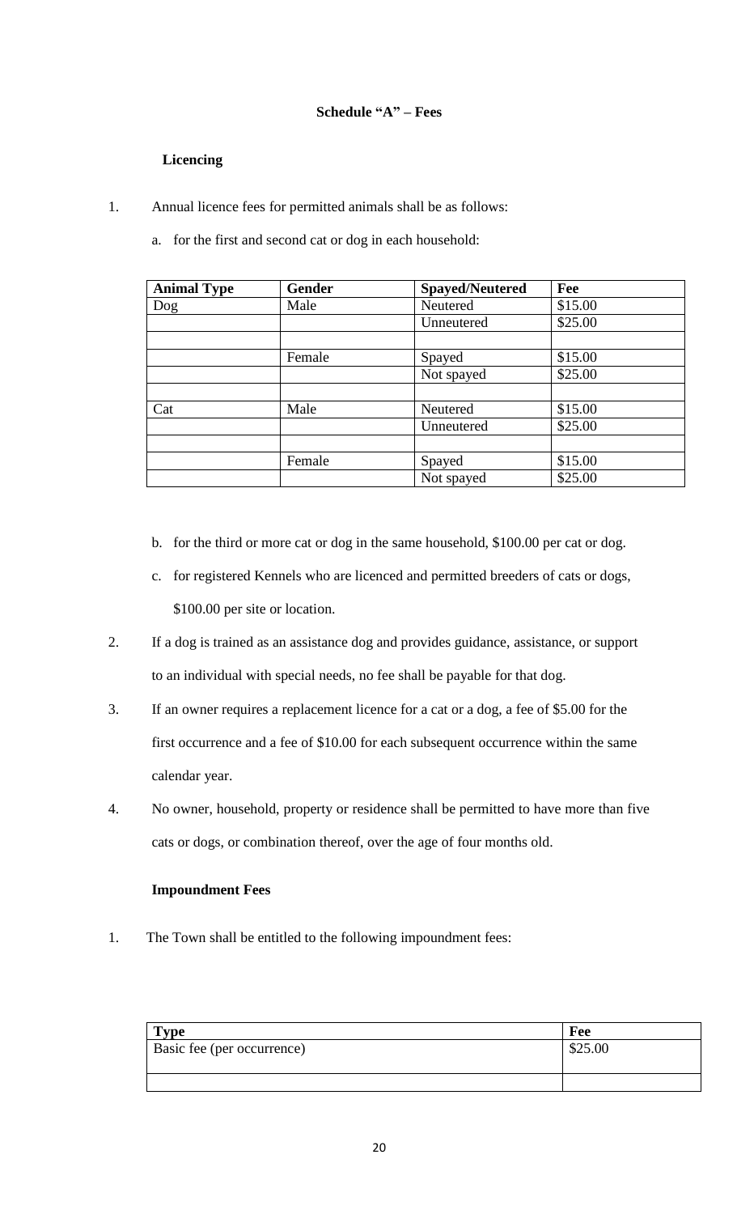## Schedule "A" – Fees

### Licencing

1. Annual licence fees for permitted animals shall be as follows:

   a. for the first and second cat or dog in each household:

| Animal Type | Gender | Spayed/Neutered | Fee |
|---|---|---|---|
| Dog | Male | Neutered | $15.00 |
| | | Unneutered | $25.00 |
| | | | |
| | Female | Spayed | $15.00 |
| | | Not spayed | $25.00 |
| | | | |
| Cat | Male | Neutered | $15.00 |
| | | Unneutered | $25.00 |
| | | | |
| | Female | Spayed | $15.00 |
| | | Not spayed | $25.00 |

   b. for the third or more cat or dog in the same household, $100.00 per cat or dog.

   c. for registered Kennels who are licenced and permitted breeders of cats or dogs, $100.00 per site or location.

2. If a dog is trained as an assistance dog and provides guidance, assistance, or support to an individual with special needs, no fee shall be payable for that dog.

3. If an owner requires a replacement licence for a cat or a dog, a fee of $5.00 for the first occurrence and a fee of $10.00 for each subsequent occurrence within the same calendar year.

4. No owner, household, property or residence shall be permitted to have more than five cats or dogs, or combination thereof, over the age of four months old.

### Impoundment Fees

1. The Town shall be entitled to the following impoundment fees:

| Type | Fee |
|---|---|
| Basic fee (per occurrence) | $25.00 |
| | |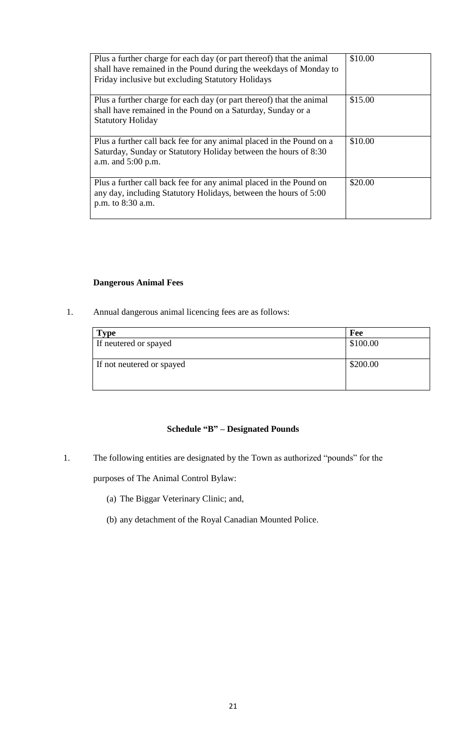| | |
|---|---|
| Plus a further charge for each day (or part thereof) that the animal shall have remained in the Pound during the weekdays of Monday to Friday inclusive but excluding Statutory Holidays | \$10.00 |
| Plus a further charge for each day (or part thereof) that the animal shall have remained in the Pound on a Saturday, Sunday or a Statutory Holiday | \$15.00 |
| Plus a further call back fee for any animal placed in the Pound on a Saturday, Sunday or Statutory Holiday between the hours of 8:30 a.m. and 5:00 p.m. | \$10.00 |
| Plus a further call back fee for any animal placed in the Pound on any day, including Statutory Holidays, between the hours of 5:00 p.m. to 8:30 a.m. | \$20.00 |

**Dangerous Animal Fees**

1. Annual dangerous animal licencing fees are as follows:

| Type | Fee |
|---|---|
| If neutered or spayed | \$100.00 |
| If not neutered or spayed | \$200.00 |

**Schedule "B" – Designated Pounds**

1. The following entities are designated by the Town as authorized "pounds" for the purposes of The Animal Control Bylaw:

    (a) The Biggar Veterinary Clinic; and,

    (b) any detachment of the Royal Canadian Mounted Police.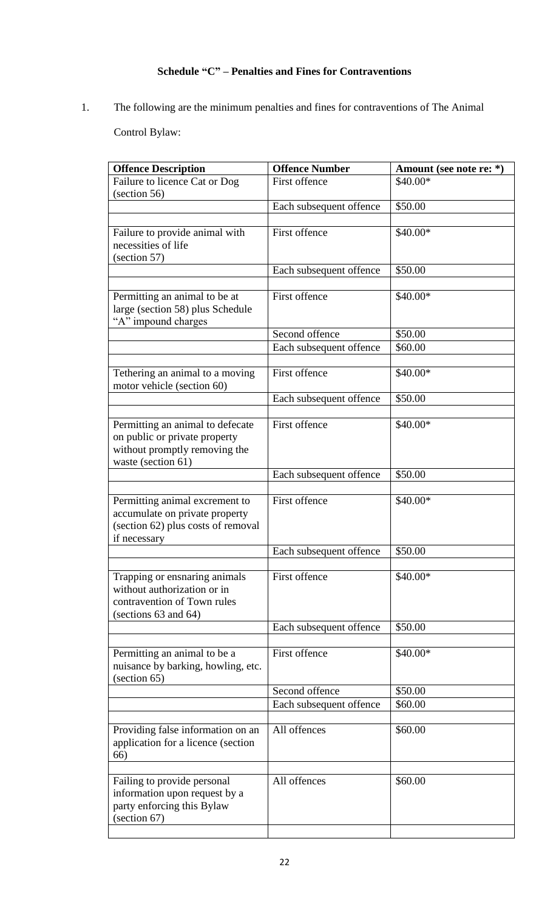**Schedule "C" – Penalties and Fines for Contraventions**

1. The following are the minimum penalties and fines for contraventions of The Animal Control Bylaw:

| Offence Description | Offence Number | Amount (see note re: *) |
|---|---|---|
| Failure to licence Cat or Dog (section 56) | First offence | $40.00* |
| | Each subsequent offence | $50.00 |
| | | |
| Failure to provide animal with necessities of life (section 57) | First offence | $40.00* |
| | Each subsequent offence | $50.00 |
| | | |
| Permitting an animal to be at large (section 58) plus Schedule "A" impound charges | First offence | $40.00* |
| | Second offence | $50.00 |
| | Each subsequent offence | $60.00 |
| | | |
| Tethering an animal to a moving motor vehicle (section 60) | First offence | $40.00* |
| | Each subsequent offence | $50.00 |
| | | |
| Permitting an animal to defecate on public or private property without promptly removing the waste (section 61) | First offence | $40.00* |
| | Each subsequent offence | $50.00 |
| | | |
| Permitting animal excrement to accumulate on private property (section 62) plus costs of removal if necessary | First offence | $40.00* |
| | Each subsequent offence | $50.00 |
| | | |
| Trapping or ensnaring animals without authorization or in contravention of Town rules (sections 63 and 64) | First offence | $40.00* |
| | Each subsequent offence | $50.00 |
| | | |
| Permitting an animal to be a nuisance by barking, howling, etc. (section 65) | First offence | $40.00* |
| | Second offence | $50.00 |
| | Each subsequent offence | $60.00 |
| | | |
| Providing false information on an application for a licence (section 66) | All offences | $60.00 |
| | | |
| Failing to provide personal information upon request by a party enforcing this Bylaw (section 67) | All offences | $60.00 |
| | | |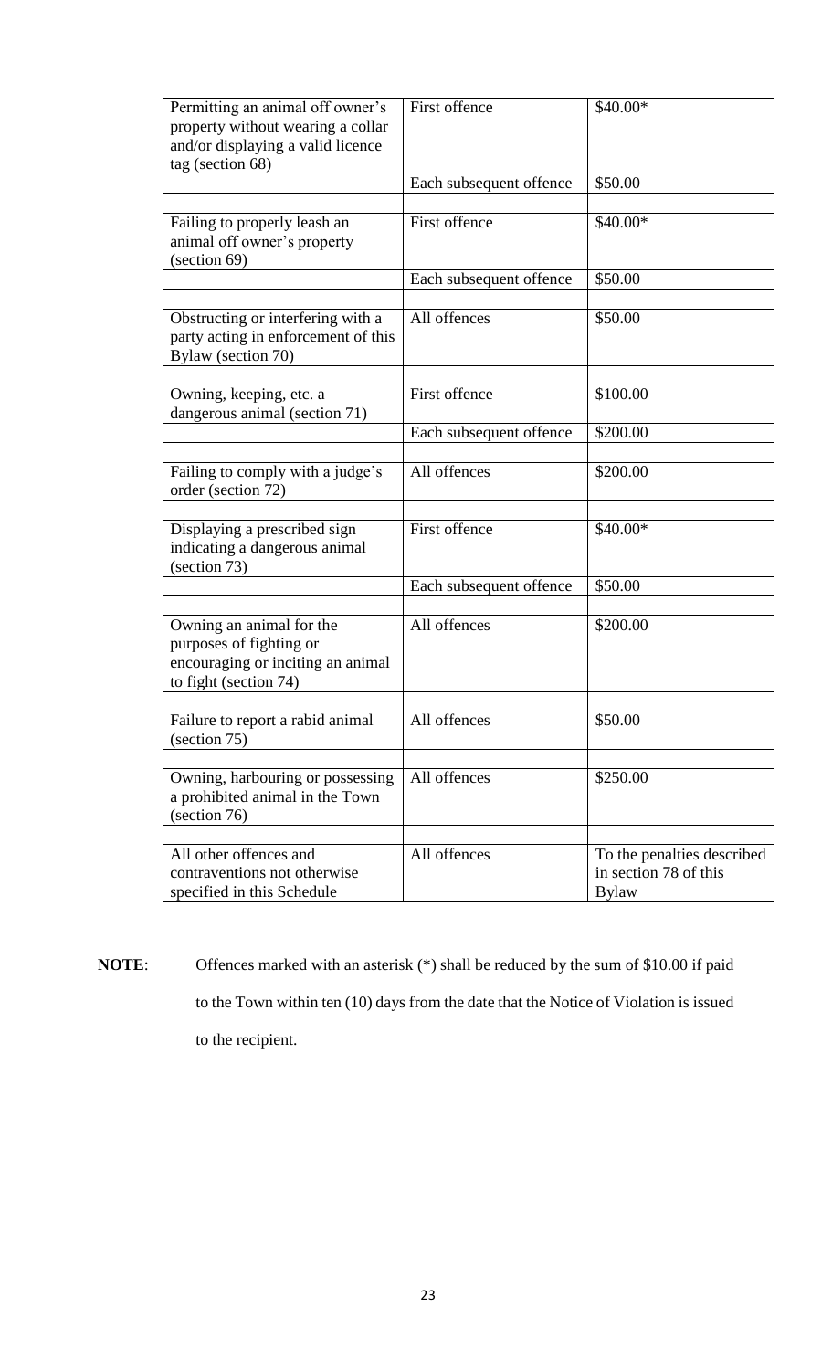| | | |
|---|---|---|
| Permitting an animal off owner's property without wearing a collar and/or displaying a valid licence tag (section 68) | First offence | $40.00* |
| | Each subsequent offence | $50.00 |
| Failing to properly leash an animal off owner's property (section 69) | First offence | $40.00* |
| | Each subsequent offence | $50.00 |
| Obstructing or interfering with a party acting in enforcement of this Bylaw (section 70) | All offences | $50.00 |
| Owning, keeping, etc. a dangerous animal (section 71) | First offence | $100.00 |
| | Each subsequent offence | $200.00 |
| Failing to comply with a judge's order (section 72) | All offences | $200.00 |
| Displaying a prescribed sign indicating a dangerous animal (section 73) | First offence | $40.00* |
| | Each subsequent offence | $50.00 |
| Owning an animal for the purposes of fighting or encouraging or inciting an animal to fight (section 74) | All offences | $200.00 |
| Failure to report a rabid animal (section 75) | All offences | $50.00 |
| Owning, harbouring or possessing a prohibited animal in the Town (section 76) | All offences | $250.00 |
| All other offences and contraventions not otherwise specified in this Schedule | All offences | To the penalties described in section 78 of this Bylaw |

**NOTE**: Offences marked with an asterisk (*) shall be reduced by the sum of $10.00 if paid to the Town within ten (10) days from the date that the Notice of Violation is issued to the recipient.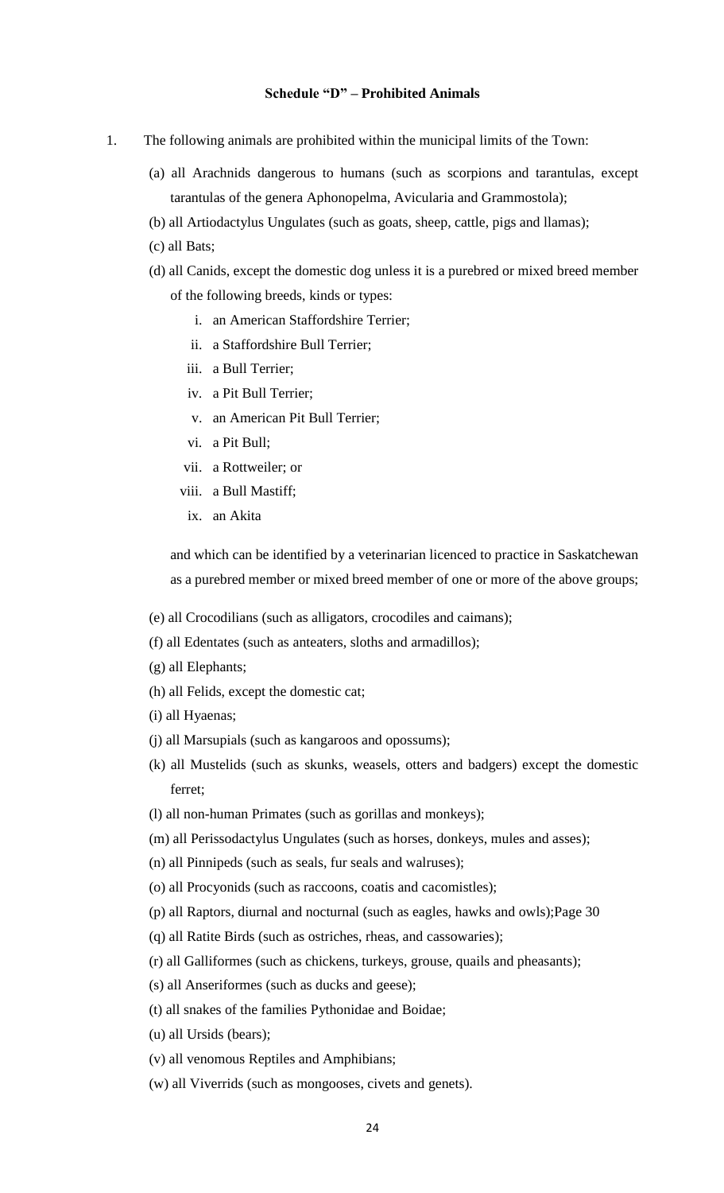**Schedule "D" – Prohibited Animals**

1. The following animals are prohibited within the municipal limits of the Town:

   (a) all Arachnids dangerous to humans (such as scorpions and tarantulas, except tarantulas of the genera Aphonopelma, Avicularia and Grammostola);

   (b) all Artiodactylus Ungulates (such as goats, sheep, cattle, pigs and llamas);

   (c) all Bats;

   (d) all Canids, except the domestic dog unless it is a purebred or mixed breed member of the following breeds, kinds or types:

      i. an American Staffordshire Terrier;

      ii. a Staffordshire Bull Terrier;

      iii. a Bull Terrier;

      iv. a Pit Bull Terrier;

      v. an American Pit Bull Terrier;

      vi. a Pit Bull;

      vii. a Rottweiler; or

      viii. a Bull Mastiff;

      ix. an Akita

   and which can be identified by a veterinarian licenced to practice in Saskatchewan as a purebred member or mixed breed member of one or more of the above groups;

   (e) all Crocodilians (such as alligators, crocodiles and caimans);

   (f) all Edentates (such as anteaters, sloths and armadillos);

   (g) all Elephants;

   (h) all Felids, except the domestic cat;

   (i) all Hyaenas;

   (j) all Marsupials (such as kangaroos and opossums);

   (k) all Mustelids (such as skunks, weasels, otters and badgers) except the domestic ferret;

   (l) all non-human Primates (such as gorillas and monkeys);

   (m) all Perissodactylus Ungulates (such as horses, donkeys, mules and asses);

   (n) all Pinnipeds (such as seals, fur seals and walruses);

   (o) all Procyonids (such as raccoons, coatis and cacomistles);

   (p) all Raptors, diurnal and nocturnal (such as eagles, hawks and owls);Page 30

   (q) all Ratite Birds (such as ostriches, rheas, and cassowaries);

   (r) all Galliformes (such as chickens, turkeys, grouse, quails and pheasants);

   (s) all Anseriformes (such as ducks and geese);

   (t) all snakes of the families Pythonidae and Boidae;

   (u) all Ursids (bears);

   (v) all venomous Reptiles and Amphibians;

   (w) all Viverrids (such as mongooses, civets and genets).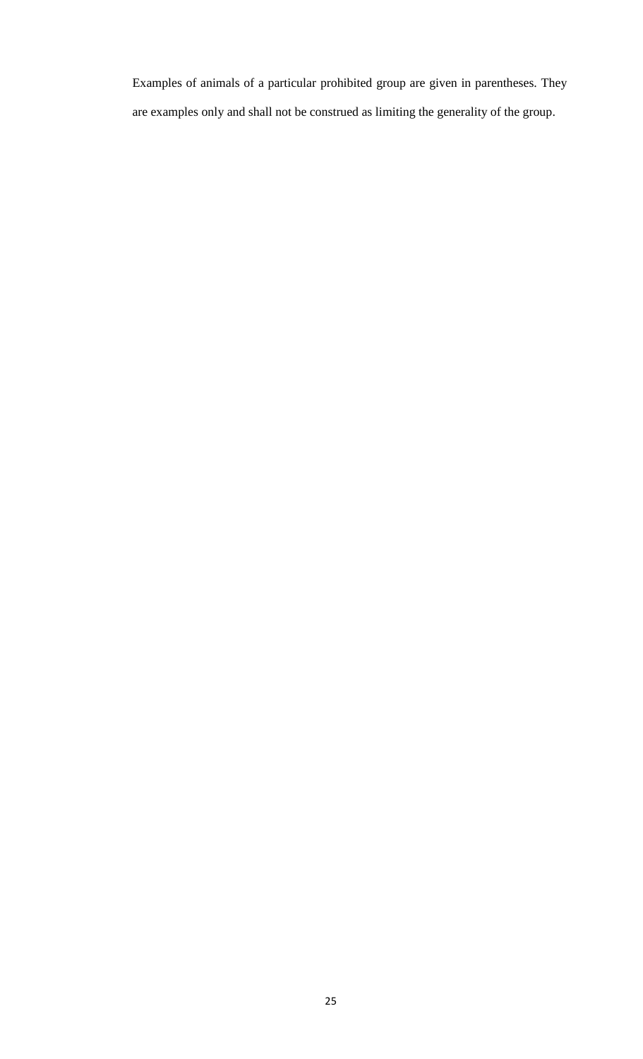Examples of animals of a particular prohibited group are given in parentheses. They are examples only and shall not be construed as limiting the generality of the group.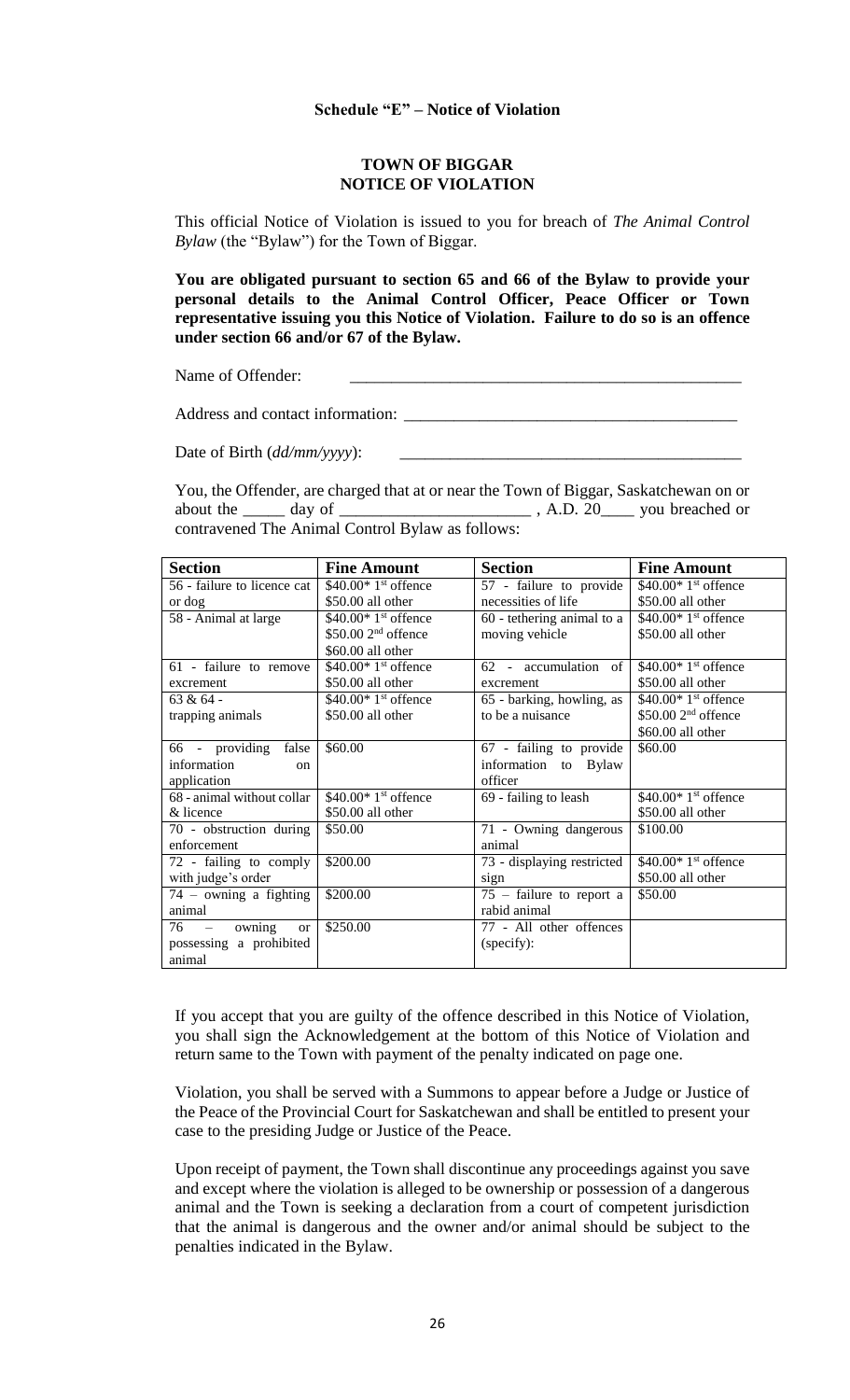**Schedule "E" – Notice of Violation**

## TOWN OF BIGGAR NOTICE OF VIOLATION

This official Notice of Violation is issued to you for breach of *The Animal Control Bylaw* (the "Bylaw") for the Town of Biggar.

**You are obligated pursuant to section 65 and 66 of the Bylaw to provide your personal details to the Animal Control Officer, Peace Officer or Town representative issuing you this Notice of Violation. Failure to do so is an offence under section 66 and/or 67 of the Bylaw.**

Name of Offender: ________________________________________________

Address and contact information: ________________________________________

Date of Birth (*dd/mm/yyyy*): __________________________________________

You, the Offender, are charged that at or near the Town of Biggar, Saskatchewan on or about the _____ day of ______________________ , A.D. 20____ you breached or contravened The Animal Control Bylaw as follows:

| Section | Fine Amount | Section | Fine Amount |
|---|---|---|---|
| 56 - failure to licence cat or dog | $40.00* 1st offence<br>$50.00 all other | 57 - failure to provide necessities of life | $40.00* 1st offence<br>$50.00 all other |
| 58 - Animal at large | $40.00* 1st offence<br>$50.00 2nd offence<br>$60.00 all other | 60 - tethering animal to a moving vehicle | $40.00* 1st offence<br>$50.00 all other |
| 61 - failure to remove excrement | $40.00* 1st offence<br>$50.00 all other | 62 - accumulation of excrement | $40.00* 1st offence<br>$50.00 all other |
| 63 & 64 - trapping animals | $40.00* 1st offence<br>$50.00 all other | 65 - barking, howling, as to be a nuisance | $40.00* 1st offence<br>$50.00 2nd offence<br>$60.00 all other |
| 66 - providing false information on application | $60.00 | 67 - failing to provide information to Bylaw officer | $60.00 |
| 68 - animal without collar & licence | $40.00* 1st offence<br>$50.00 all other | 69 - failing to leash | $40.00* 1st offence<br>$50.00 all other |
| 70 - obstruction during enforcement | $50.00 | 71 - Owning dangerous animal | $100.00 |
| 72 - failing to comply with judge's order | $200.00 | 73 - displaying restricted sign | $40.00* 1st offence<br>$50.00 all other |
| 74 – owning a fighting animal | $200.00 | 75 – failure to report a rabid animal | $50.00 |
| 76 – owning or possessing a prohibited animal | $250.00 | 77 - All other offences (specify): | |

If you accept that you are guilty of the offence described in this Notice of Violation, you shall sign the Acknowledgement at the bottom of this Notice of Violation and return same to the Town with payment of the penalty indicated on page one.

Violation, you shall be served with a Summons to appear before a Judge or Justice of the Peace of the Provincial Court for Saskatchewan and shall be entitled to present your case to the presiding Judge or Justice of the Peace.

Upon receipt of payment, the Town shall discontinue any proceedings against you save and except where the violation is alleged to be ownership or possession of a dangerous animal and the Town is seeking a declaration from a court of competent jurisdiction that the animal is dangerous and the owner and/or animal should be subject to the penalties indicated in the Bylaw.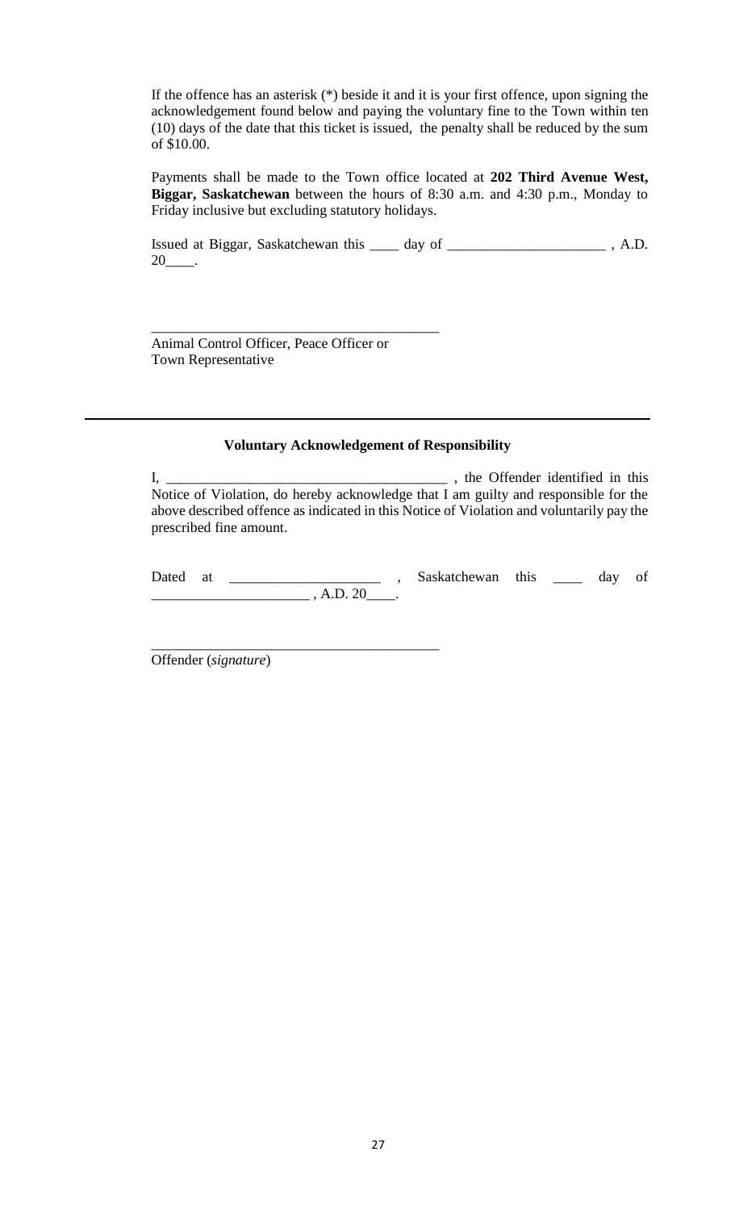If the offence has an asterisk (*) beside it and it is your first offence, upon signing the acknowledgement found below and paying the voluntary fine to the Town within ten (10) days of the date that this ticket is issued, the penalty shall be reduced by the sum of $10.00.

Payments shall be made to the Town office located at **202 Third Avenue West, Biggar, Saskatchewan** between the hours of 8:30 a.m. and 4:30 p.m., Monday to Friday inclusive but excluding statutory holidays.

Issued at Biggar, Saskatchewan this ____ day of ______________________ , A.D. 20____.

_________________________________________
Animal Control Officer, Peace Officer or
Town Representative

---

**Voluntary Acknowledgement of Responsibility**

I, _______________________________________ , the Offender identified in this Notice of Violation, do hereby acknowledge that I am guilty and responsible for the above described offence as indicated in this Notice of Violation and voluntarily pay the prescribed fine amount.

Dated at _____________________ , Saskatchewan this ____ day of ______________________ , A.D. 20____.

_________________________________________
Offender (*signature*)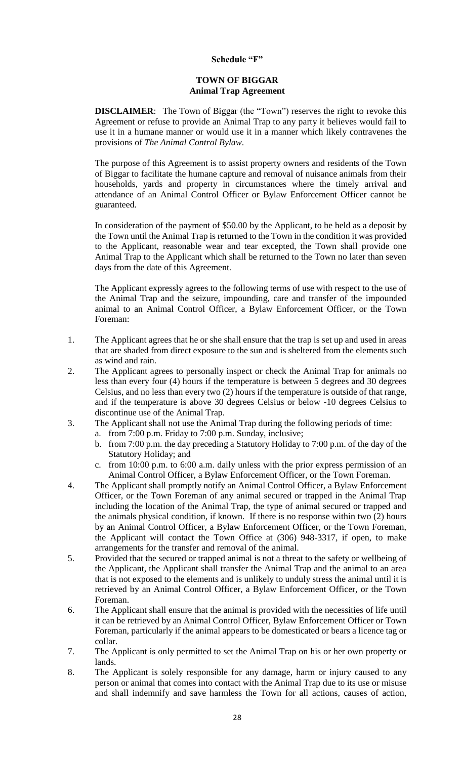**Schedule "F"**

**TOWN OF BIGGAR**
**Animal Trap Agreement**

**DISCLAIMER**: The Town of Biggar (the "Town") reserves the right to revoke this Agreement or refuse to provide an Animal Trap to any party it believes would fail to use it in a humane manner or would use it in a manner which likely contravenes the provisions of *The Animal Control Bylaw*.

The purpose of this Agreement is to assist property owners and residents of the Town of Biggar to facilitate the humane capture and removal of nuisance animals from their households, yards and property in circumstances where the timely arrival and attendance of an Animal Control Officer or Bylaw Enforcement Officer cannot be guaranteed.

In consideration of the payment of $50.00 by the Applicant, to be held as a deposit by the Town until the Animal Trap is returned to the Town in the condition it was provided to the Applicant, reasonable wear and tear excepted, the Town shall provide one Animal Trap to the Applicant which shall be returned to the Town no later than seven days from the date of this Agreement.

The Applicant expressly agrees to the following terms of use with respect to the use of the Animal Trap and the seizure, impounding, care and transfer of the impounded animal to an Animal Control Officer, a Bylaw Enforcement Officer, or the Town Foreman:

1. The Applicant agrees that he or she shall ensure that the trap is set up and used in areas that are shaded from direct exposure to the sun and is sheltered from the elements such as wind and rain.
2. The Applicant agrees to personally inspect or check the Animal Trap for animals no less than every four (4) hours if the temperature is between 5 degrees and 30 degrees Celsius, and no less than every two (2) hours if the temperature is outside of that range, and if the temperature is above 30 degrees Celsius or below -10 degrees Celsius to discontinue use of the Animal Trap.
3. The Applicant shall not use the Animal Trap during the following periods of time:
   a. from 7:00 p.m. Friday to 7:00 p.m. Sunday, inclusive;
   b. from 7:00 p.m. the day preceding a Statutory Holiday to 7:00 p.m. of the day of the Statutory Holiday; and
   c. from 10:00 p.m. to 6:00 a.m. daily unless with the prior express permission of an Animal Control Officer, a Bylaw Enforcement Officer, or the Town Foreman.
4. The Applicant shall promptly notify an Animal Control Officer, a Bylaw Enforcement Officer, or the Town Foreman of any animal secured or trapped in the Animal Trap including the location of the Animal Trap, the type of animal secured or trapped and the animals physical condition, if known. If there is no response within two (2) hours by an Animal Control Officer, a Bylaw Enforcement Officer, or the Town Foreman, the Applicant will contact the Town Office at (306) 948-3317, if open, to make arrangements for the transfer and removal of the animal.
5. Provided that the secured or trapped animal is not a threat to the safety or wellbeing of the Applicant, the Applicant shall transfer the Animal Trap and the animal to an area that is not exposed to the elements and is unlikely to unduly stress the animal until it is retrieved by an Animal Control Officer, a Bylaw Enforcement Officer, or the Town Foreman.
6. The Applicant shall ensure that the animal is provided with the necessities of life until it can be retrieved by an Animal Control Officer, Bylaw Enforcement Officer or Town Foreman, particularly if the animal appears to be domesticated or bears a licence tag or collar.
7. The Applicant is only permitted to set the Animal Trap on his or her own property or lands.
8. The Applicant is solely responsible for any damage, harm or injury caused to any person or animal that comes into contact with the Animal Trap due to its use or misuse and shall indemnify and save harmless the Town for all actions, causes of action,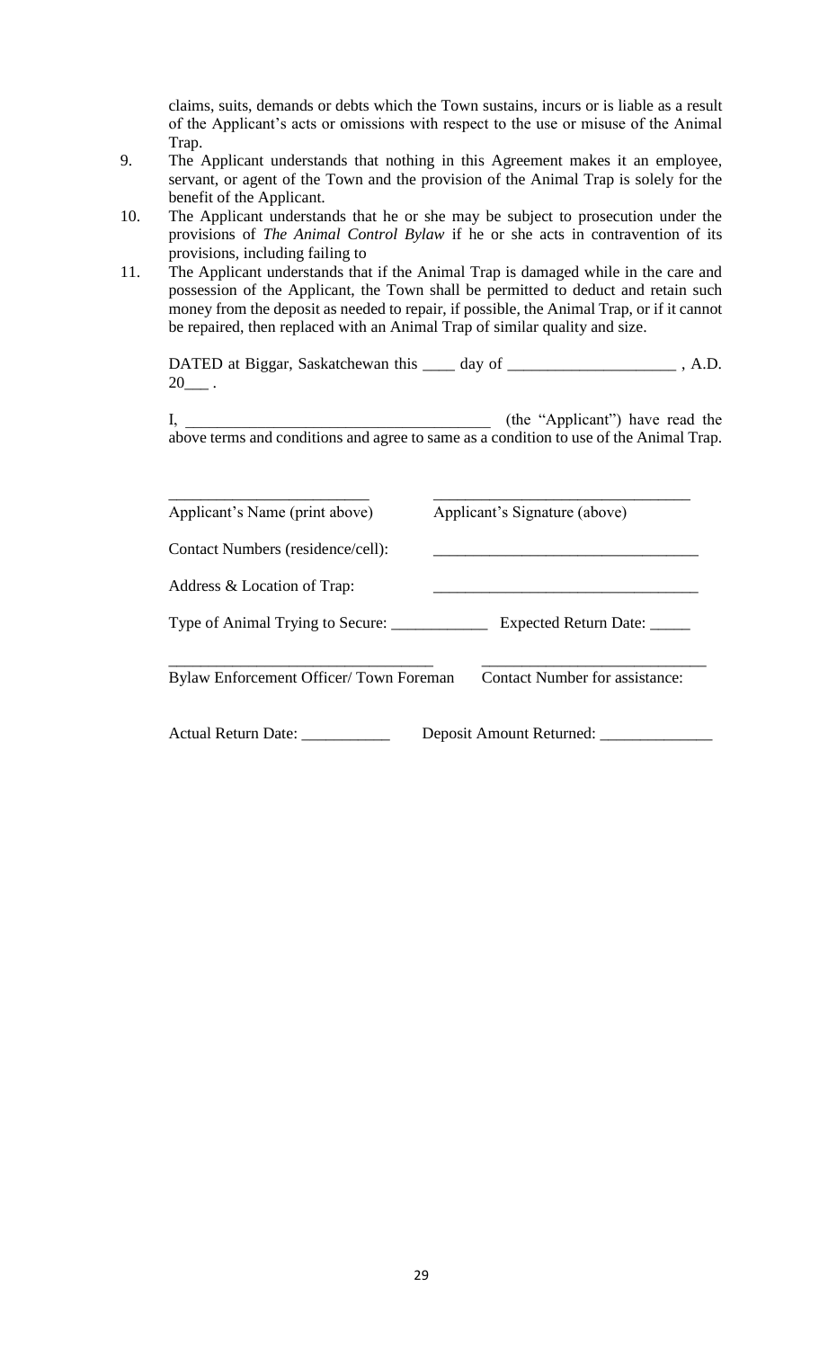claims, suits, demands or debts which the Town sustains, incurs or is liable as a result of the Applicant's acts or omissions with respect to the use or misuse of the Animal Trap.

9. The Applicant understands that nothing in this Agreement makes it an employee, servant, or agent of the Town and the provision of the Animal Trap is solely for the benefit of the Applicant.
10. The Applicant understands that he or she may be subject to prosecution under the provisions of *The Animal Control Bylaw* if he or she acts in contravention of its provisions, including failing to
11. The Applicant understands that if the Animal Trap is damaged while in the care and possession of the Applicant, the Town shall be permitted to deduct and retain such money from the deposit as needed to repair, if possible, the Animal Trap, or if it cannot be repaired, then replaced with an Animal Trap of similar quality and size.

DATED at Biggar, Saskatchewan this ____ day of ____________________ , A.D. 20___ .

I, _____________________________________ (the "Applicant") have read the above terms and conditions and agree to same as a condition to use of the Animal Trap.

________________________ &nbsp;&nbsp;&nbsp;&nbsp; _______________________________

Applicant's Name (print above) &nbsp;&nbsp;&nbsp;&nbsp; Applicant's Signature (above)

Contact Numbers (residence/cell): _________________________________

Address & Location of Trap: _________________________________

Type of Animal Trying to Secure: ____________ Expected Return Date: _____

________________________________ &nbsp;&nbsp;&nbsp;&nbsp; ___________________________

Bylaw Enforcement Officer/ Town Foreman &nbsp;&nbsp;&nbsp;&nbsp; Contact Number for assistance:

Actual Return Date: ___________ Deposit Amount Returned: ______________